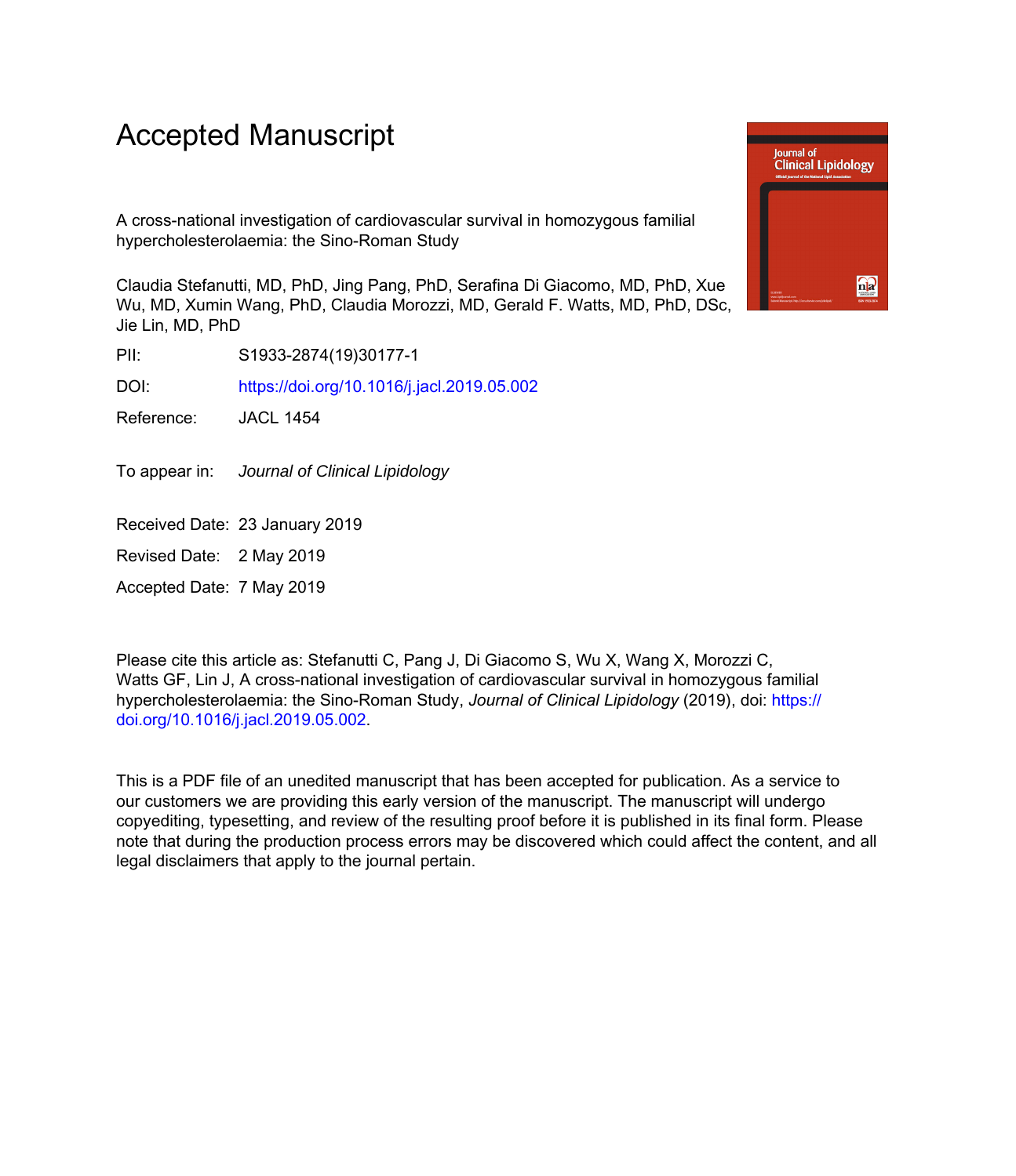# Accepted Manuscript

A cross-national investigation of cardiovascular survival in homozygous familial hypercholesterolaemia: the Sino-Roman Study

Claudia Stefanutti, MD, PhD, Jing Pang, PhD, Serafina Di Giacomo, MD, PhD, Xue Wu, MD, Xumin Wang, PhD, Claudia Morozzi, MD, Gerald F. Watts, MD, PhD, DSc, Jie Lin, MD, PhD

PII: S1933-2874(19)30177-1

DOI: https://doi.org/10.1016/j.jacl.2019.05.002

Reference: JACL 1454

To appear in: *Journal of Clinical Lipidology*

Received Date: 23 January 2019

Revised Date: 2 May 2019

Accepted Date: 7 May 2019

Please cite this article as: Stefanutti C, Pang J, Di Giacomo S, Wu X, Wang X, Morozzi C, Watts GF, Lin J, A cross-national investigation of cardiovascular survival in homozygous familial hypercholesterolaemia: the Sino-Roman Study, *Journal of Clinical Lipidology* (2019), doi: https://doi.org/10.1016/j.jacl.2019.05.002.

This is a PDF file of an unedited manuscript that has been accepted for publication. As a service to our customers we are providing this early version of the manuscript. The manuscript will undergo copyediting, typesetting, and review of the resulting proof before it is published in its final form. Please note that during the production process errors may be discovered which could affect the content, and all legal disclaimers that apply to the journal pertain.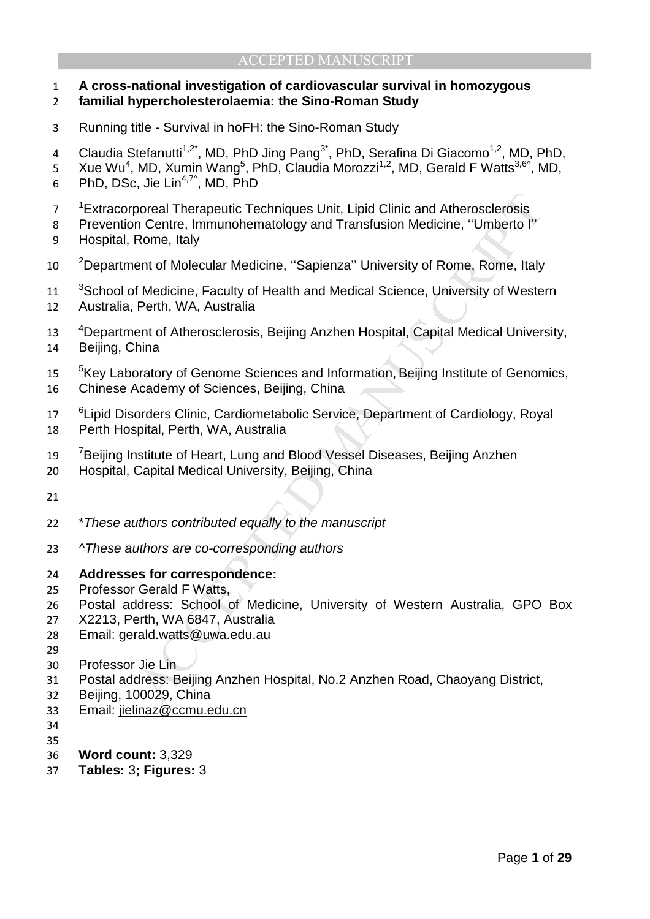# A cross-national investigation of cardiovascular survival in homozygous familial hypercholesterolaemia: the Sino-Roman Study

Running title - Survival in hoFH: the Sino-Roman Study

Claudia Stefanutti[1,2*], MD, PhD Jing Pang[3*], PhD, Serafina Di Giacomo[1,2], MD, PhD, Xue Wu[4], MD, Xumin Wang[5], PhD, Claudia Morozzi[1,2], MD, Gerald F Watts[3,6^], MD, PhD, DSc, Jie Lin[4,7^], MD, PhD

[1]Extracorporeal Therapeutic Techniques Unit, Lipid Clinic and Atherosclerosis Prevention Centre, Immunohematology and Transfusion Medicine, ''Umberto I'' Hospital, Rome, Italy

[2]Department of Molecular Medicine, ''Sapienza'' University of Rome, Rome, Italy

[3]School of Medicine, Faculty of Health and Medical Science, University of Western Australia, Perth, WA, Australia

[4]Department of Atherosclerosis, Beijing Anzhen Hospital, Capital Medical University, Beijing, China

[5]Key Laboratory of Genome Sciences and Information, Beijing Institute of Genomics, Chinese Academy of Sciences, Beijing, China

[6]Lipid Disorders Clinic, Cardiometabolic Service, Department of Cardiology, Royal Perth Hospital, Perth, WA, Australia

[7]Beijing Institute of Heart, Lung and Blood Vessel Diseases, Beijing Anzhen Hospital, Capital Medical University, Beijing, China

**These authors contributed equally to the manuscript*

*^These authors are co-corresponding authors*

**Addresses for correspondence:**

Professor Gerald F Watts,
Postal address: School of Medicine, University of Western Australia, GPO Box X2213, Perth, WA 6847, Australia
Email: gerald.watts@uwa.edu.au

Professor Jie Lin
Postal address: Beijing Anzhen Hospital, No.2 Anzhen Road, Chaoyang District, Beijing, 100029, China
Email: jielinaz@ccmu.edu.cn

**Word count:** 3,329
**Tables:** 3**; Figures:** 3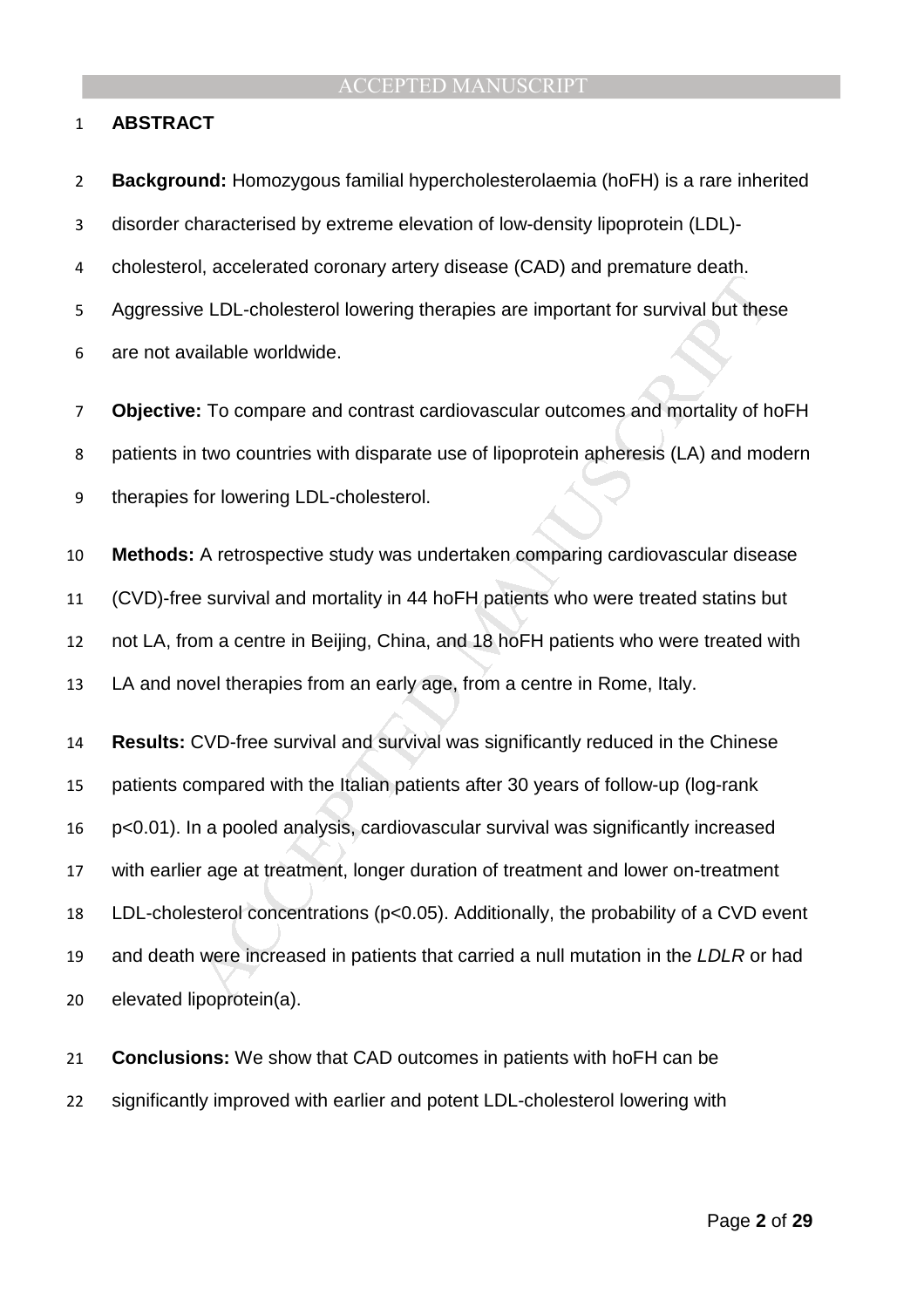## ABSTRACT

**Background:** Homozygous familial hypercholesterolaemia (hoFH) is a rare inherited disorder characterised by extreme elevation of low-density lipoprotein (LDL)-cholesterol, accelerated coronary artery disease (CAD) and premature death. Aggressive LDL-cholesterol lowering therapies are important for survival but these are not available worldwide.

**Objective:** To compare and contrast cardiovascular outcomes and mortality of hoFH patients in two countries with disparate use of lipoprotein apheresis (LA) and modern therapies for lowering LDL-cholesterol.

**Methods:** A retrospective study was undertaken comparing cardiovascular disease (CVD)-free survival and mortality in 44 hoFH patients who were treated statins but not LA, from a centre in Beijing, China, and 18 hoFH patients who were treated with LA and novel therapies from an early age, from a centre in Rome, Italy.

**Results:** CVD-free survival and survival was significantly reduced in the Chinese patients compared with the Italian patients after 30 years of follow-up (log-rank $p<0.01$). In a pooled analysis, cardiovascular survival was significantly increased with earlier age at treatment, longer duration of treatment and lower on-treatment LDL-cholesterol concentrations ($p<0.05$). Additionally, the probability of a CVD event and death were increased in patients that carried a null mutation in the *LDLR* or had elevated lipoprotein(a).

**Conclusions:** We show that CAD outcomes in patients with hoFH can be significantly improved with earlier and potent LDL-cholesterol lowering with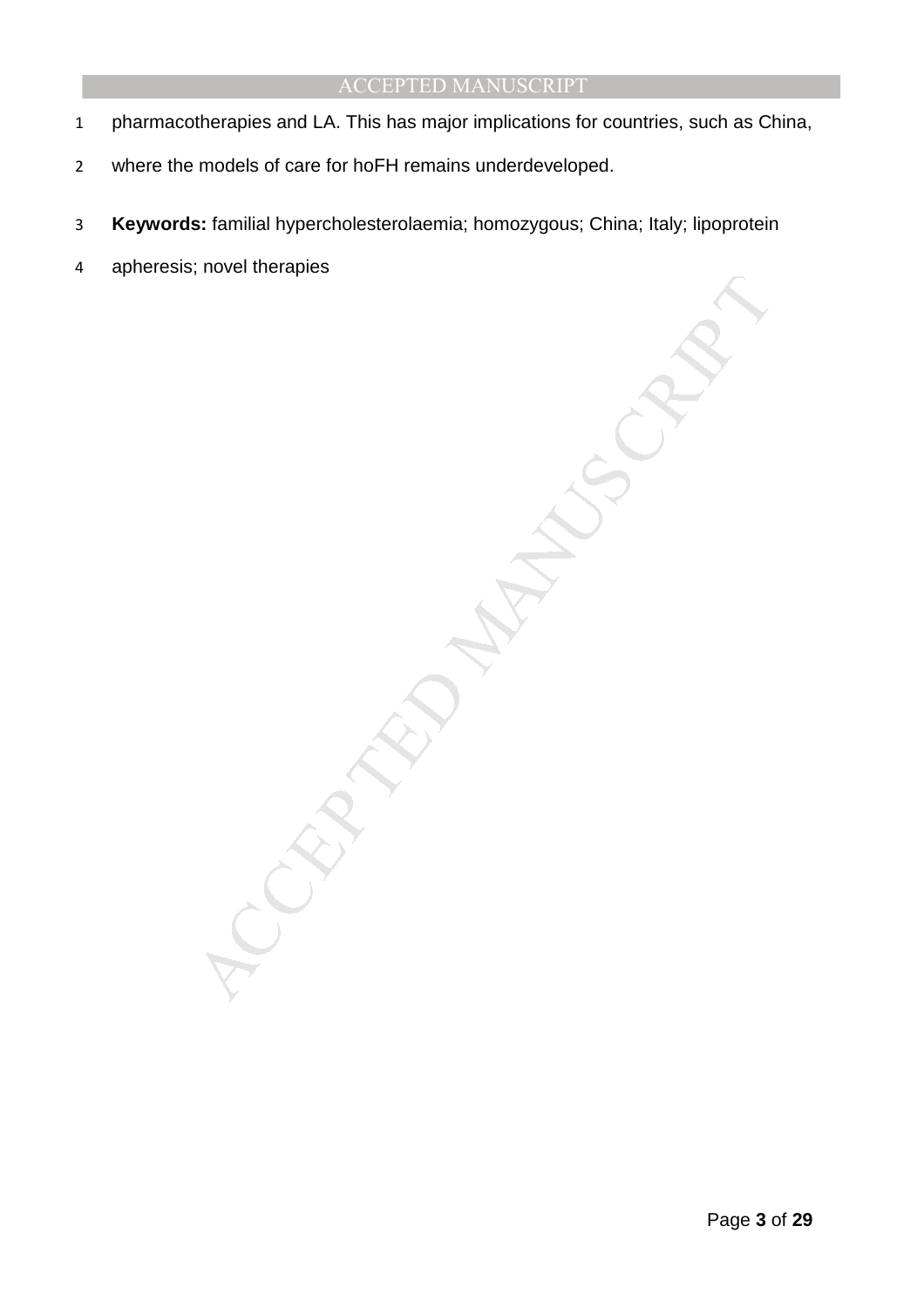pharmacotherapies and LA. This has major implications for countries, such as China, where the models of care for hoFH remains underdeveloped.

**Keywords:** familial hypercholesterolaemia; homozygous; China; Italy; lipoprotein apheresis; novel therapies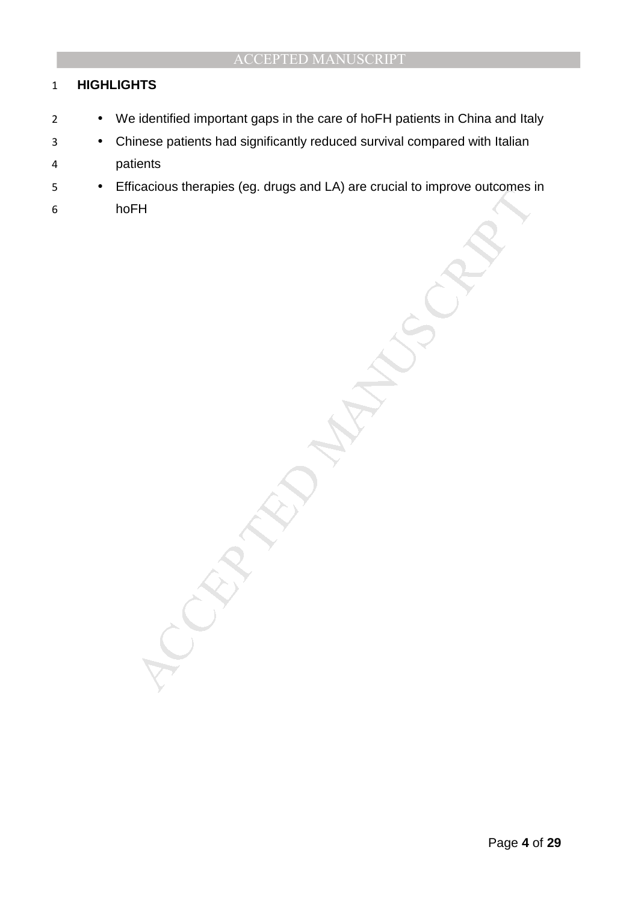# HIGHLIGHTS

- We identified important gaps in the care of hoFH patients in China and Italy
- Chinese patients had significantly reduced survival compared with Italian patients
- Efficacious therapies (eg. drugs and LA) are crucial to improve outcomes in hoFH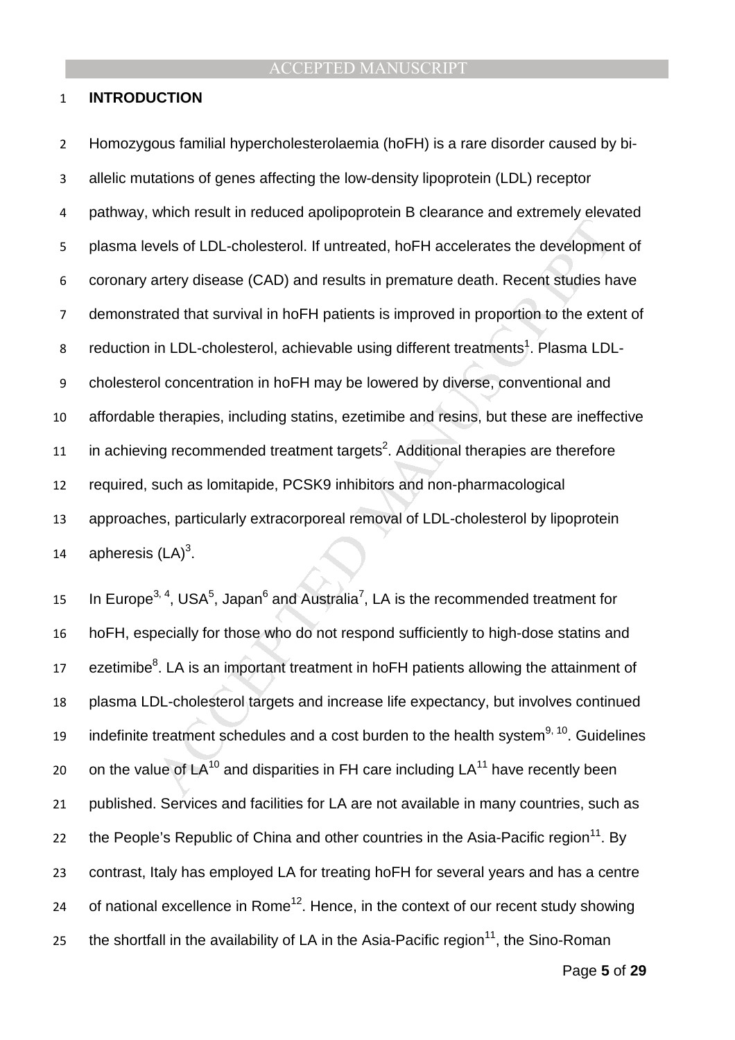## INTRODUCTION

Homozygous familial hypercholesterolaemia (hoFH) is a rare disorder caused by bi-allelic mutations of genes affecting the low-density lipoprotein (LDL) receptor pathway, which result in reduced apolipoprotein B clearance and extremely elevated plasma levels of LDL-cholesterol. If untreated, hoFH accelerates the development of coronary artery disease (CAD) and results in premature death. Recent studies have demonstrated that survival in hoFH patients is improved in proportion to the extent of reduction in LDL-cholesterol, achievable using different treatments[1]. Plasma LDL-cholesterol concentration in hoFH may be lowered by diverse, conventional and affordable therapies, including statins, ezetimibe and resins, but these are ineffective in achieving recommended treatment targets[2]. Additional therapies are therefore required, such as lomitapide, PCSK9 inhibitors and non-pharmacological approaches, particularly extracorporeal removal of LDL-cholesterol by lipoprotein apheresis (LA)[3].

In Europe[3, 4], USA[5], Japan[6] and Australia[7], LA is the recommended treatment for hoFH, especially for those who do not respond sufficiently to high-dose statins and ezetimibe[8]. LA is an important treatment in hoFH patients allowing the attainment of plasma LDL-cholesterol targets and increase life expectancy, but involves continued indefinite treatment schedules and a cost burden to the health system[9, 10]. Guidelines on the value of LA[10] and disparities in FH care including LA[11] have recently been published. Services and facilities for LA are not available in many countries, such as the People's Republic of China and other countries in the Asia-Pacific region[11]. By contrast, Italy has employed LA for treating hoFH for several years and has a centre of national excellence in Rome[12]. Hence, in the context of our recent study showing the shortfall in the availability of LA in the Asia-Pacific region[11], the Sino-Roman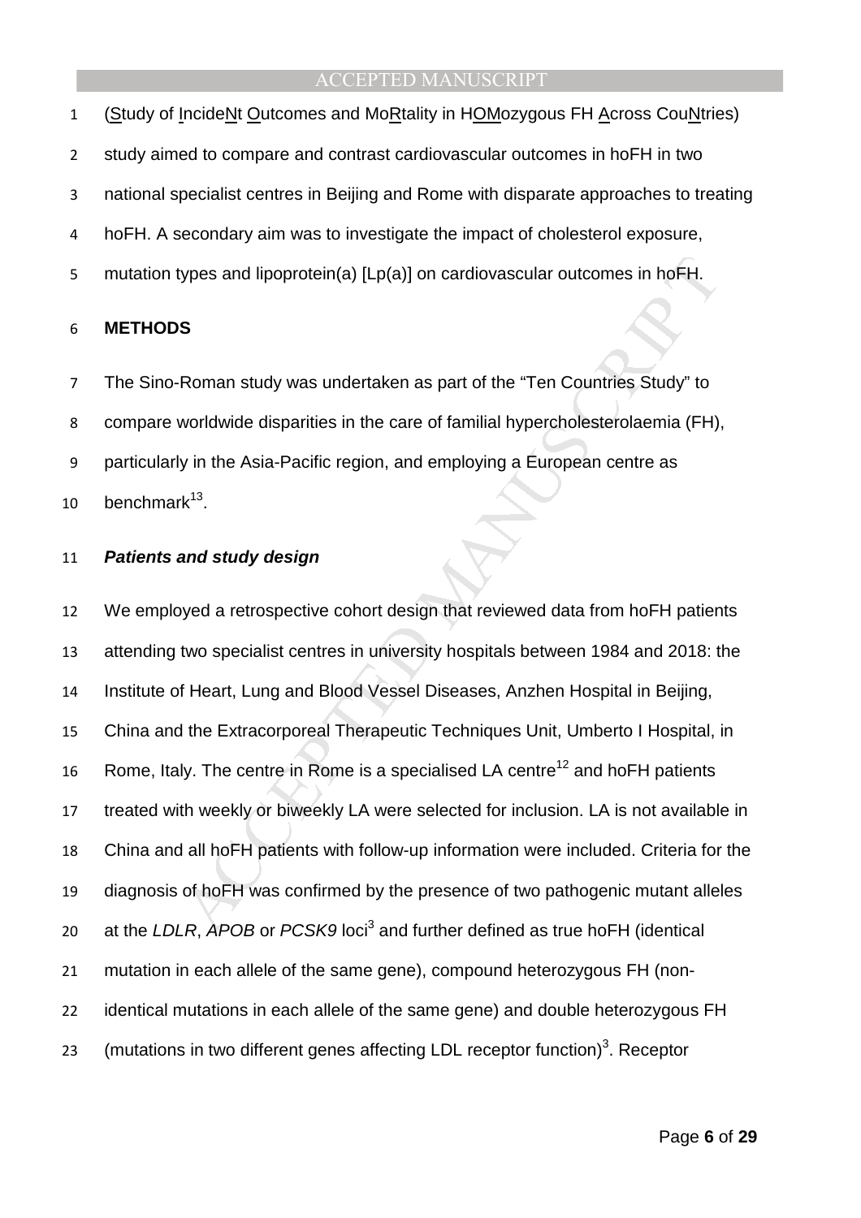(Study of IncideNt Outcomes and MoRtality in HOMozygous FH Across CouNtries) study aimed to compare and contrast cardiovascular outcomes in hoFH in two national specialist centres in Beijing and Rome with disparate approaches to treating hoFH. A secondary aim was to investigate the impact of cholesterol exposure, mutation types and lipoprotein(a) [Lp(a)] on cardiovascular outcomes in hoFH.

## METHODS

The Sino-Roman study was undertaken as part of the "Ten Countries Study" to compare worldwide disparities in the care of familial hypercholesterolaemia (FH), particularly in the Asia-Pacific region, and employing a European centre as benchmark[13].

### *Patients and study design*

We employed a retrospective cohort design that reviewed data from hoFH patients attending two specialist centres in university hospitals between 1984 and 2018: the Institute of Heart, Lung and Blood Vessel Diseases, Anzhen Hospital in Beijing, China and the Extracorporeal Therapeutic Techniques Unit, Umberto I Hospital, in Rome, Italy. The centre in Rome is a specialised LA centre[12] and hoFH patients treated with weekly or biweekly LA were selected for inclusion. LA is not available in China and all hoFH patients with follow-up information were included. Criteria for the diagnosis of hoFH was confirmed by the presence of two pathogenic mutant alleles at the *LDLR*, *APOB* or *PCSK9* loci[3] and further defined as true hoFH (identical mutation in each allele of the same gene), compound heterozygous FH (non-identical mutations in each allele of the same gene) and double heterozygous FH (mutations in two different genes affecting LDL receptor function)[3]. Receptor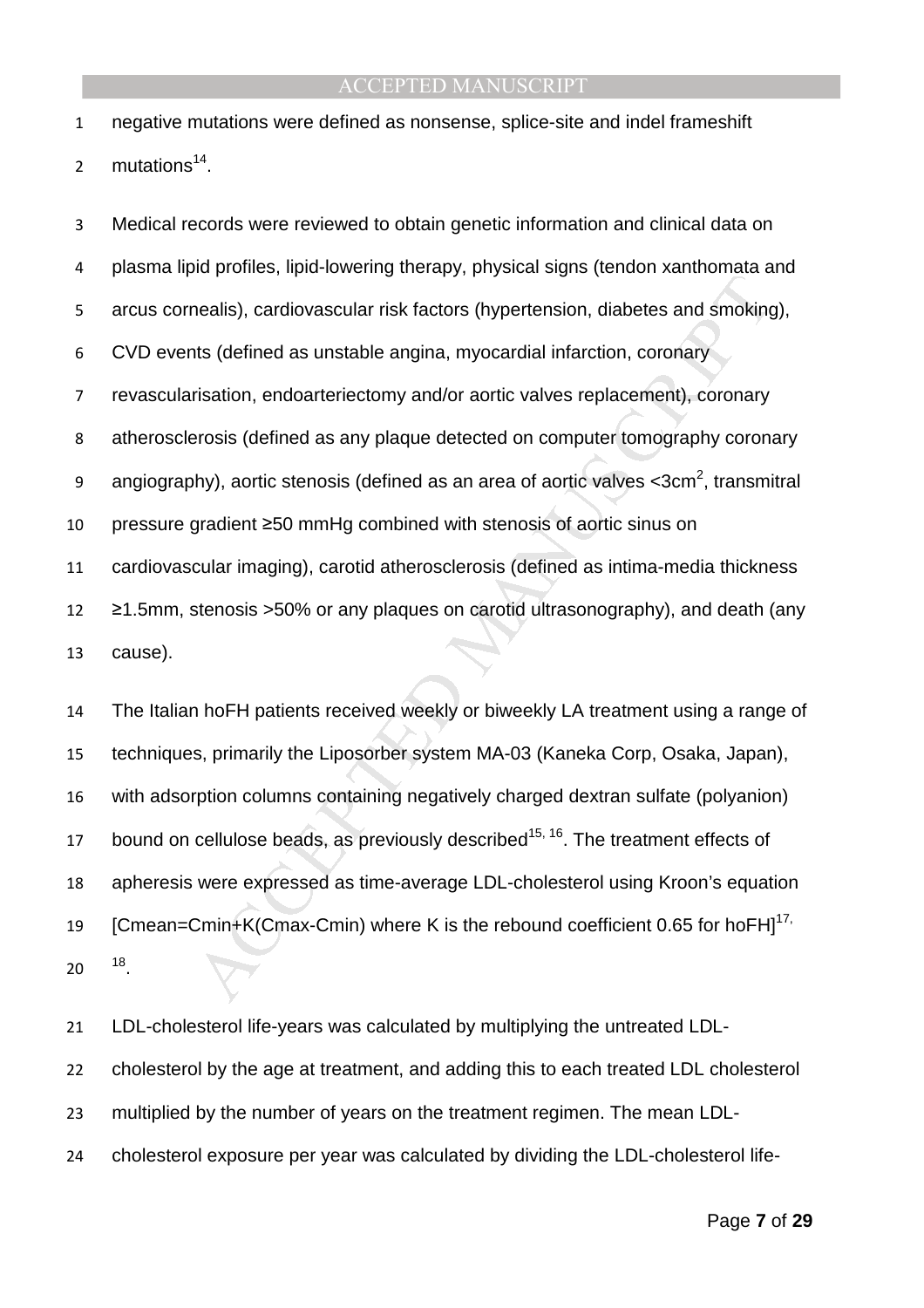negative mutations were defined as nonsense, splice-site and indel frameshift mutations[14].

Medical records were reviewed to obtain genetic information and clinical data on plasma lipid profiles, lipid-lowering therapy, physical signs (tendon xanthomata and arcus cornealis), cardiovascular risk factors (hypertension, diabetes and smoking), CVD events (defined as unstable angina, myocardial infarction, coronary revascularisation, endoarteriectomy and/or aortic valves replacement), coronary atherosclerosis (defined as any plaque detected on computer tomography coronary angiography), aortic stenosis (defined as an area of aortic valves <3cm$^2$, transmitral pressure gradient ≥50 mmHg combined with stenosis of aortic sinus on cardiovascular imaging), carotid atherosclerosis (defined as intima-media thickness ≥1.5mm, stenosis >50% or any plaques on carotid ultrasonography), and death (any cause).

The Italian hoFH patients received weekly or biweekly LA treatment using a range of techniques, primarily the Liposorber system MA-03 (Kaneka Corp, Osaka, Japan), with adsorption columns containing negatively charged dextran sulfate (polyanion) bound on cellulose beads, as previously described[15, 16]. The treatment effects of apheresis were expressed as time-average LDL-cholesterol using Kroon's equation [$C_{mean}=C_{min}+K(C_{max}-C_{min})$ where K is the rebound coefficient 0.65 for hoFH][17, 18].

LDL-cholesterol life-years was calculated by multiplying the untreated LDL-cholesterol by the age at treatment, and adding this to each treated LDL cholesterol multiplied by the number of years on the treatment regimen. The mean LDL-cholesterol exposure per year was calculated by dividing the LDL-cholesterol life-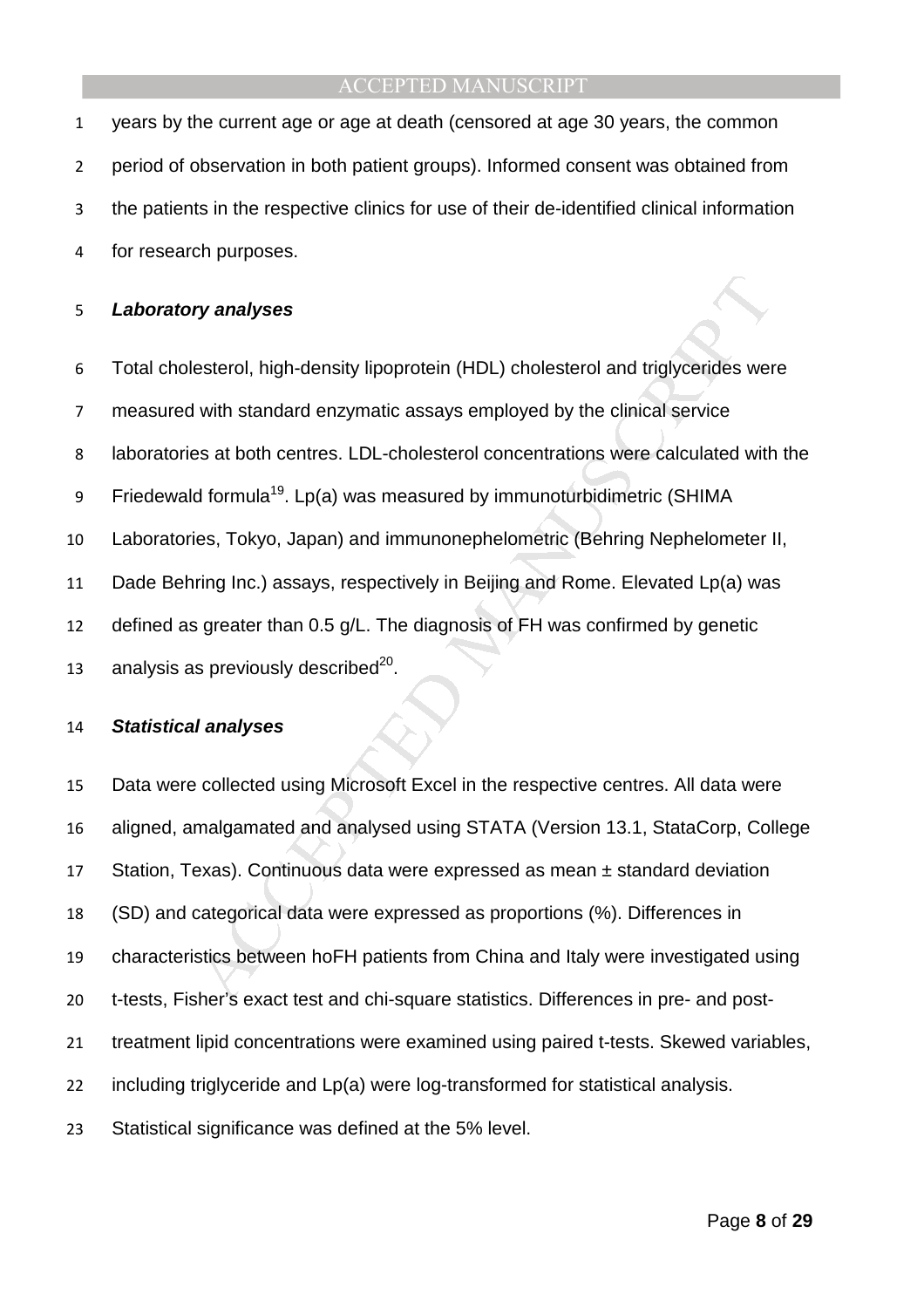years by the current age or age at death (censored at age 30 years, the common period of observation in both patient groups). Informed consent was obtained from the patients in the respective clinics for use of their de-identified clinical information for research purposes.

### *Laboratory analyses*

Total cholesterol, high-density lipoprotein (HDL) cholesterol and triglycerides were measured with standard enzymatic assays employed by the clinical service laboratories at both centres. LDL-cholesterol concentrations were calculated with the Friedewald formula[19]. Lp(a) was measured by immunoturbidimetric (SHIMA Laboratories, Tokyo, Japan) and immunonephelometric (Behring Nephelometer II, Dade Behring Inc.) assays, respectively in Beijing and Rome. Elevated Lp(a) was defined as greater than 0.5 g/L. The diagnosis of FH was confirmed by genetic analysis as previously described[20].

### *Statistical analyses*

Data were collected using Microsoft Excel in the respective centres. All data were aligned, amalgamated and analysed using STATA (Version 13.1, StataCorp, College Station, Texas). Continuous data were expressed as mean ± standard deviation (SD) and categorical data were expressed as proportions (%). Differences in characteristics between hoFH patients from China and Italy were investigated using t-tests, Fisher's exact test and chi-square statistics. Differences in pre- and post-treatment lipid concentrations were examined using paired t-tests. Skewed variables, including triglyceride and Lp(a) were log-transformed for statistical analysis. Statistical significance was defined at the 5% level.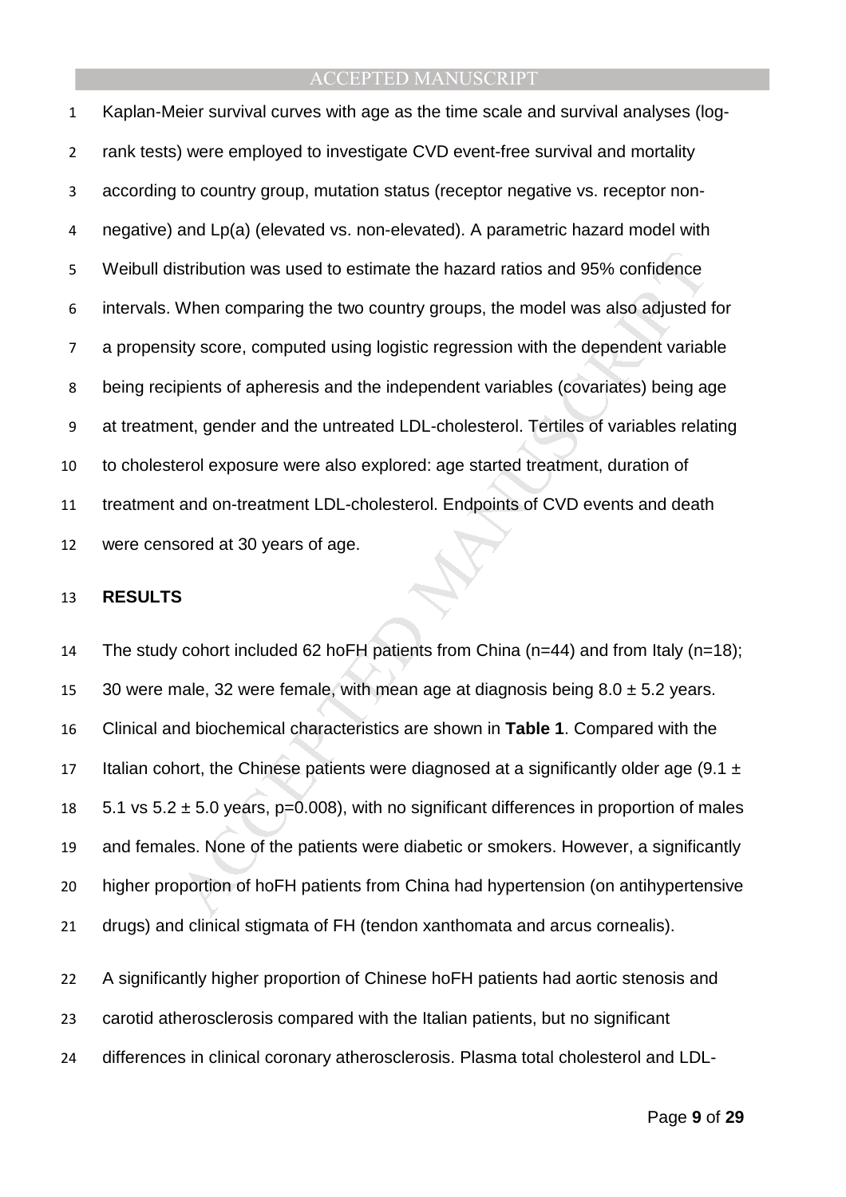Kaplan-Meier survival curves with age as the time scale and survival analyses (log-rank tests) were employed to investigate CVD event-free survival and mortality according to country group, mutation status (receptor negative vs. receptor non-negative) and Lp(a) (elevated vs. non-elevated). A parametric hazard model with Weibull distribution was used to estimate the hazard ratios and 95% confidence intervals. When comparing the two country groups, the model was also adjusted for a propensity score, computed using logistic regression with the dependent variable being recipients of apheresis and the independent variables (covariates) being age at treatment, gender and the untreated LDL-cholesterol. Tertiles of variables relating to cholesterol exposure were also explored: age started treatment, duration of treatment and on-treatment LDL-cholesterol. Endpoints of CVD events and death were censored at 30 years of age.

## RESULTS

The study cohort included 62 hoFH patients from China (n=44) and from Italy (n=18); 30 were male, 32 were female, with mean age at diagnosis being $8.0 \pm 5.2$ years. Clinical and biochemical characteristics are shown in **Table 1**. Compared with the Italian cohort, the Chinese patients were diagnosed at a significantly older age ($9.1 \pm 5.1$ vs $5.2 \pm 5.0$ years, $p=0.008$), with no significant differences in proportion of males and females. None of the patients were diabetic or smokers. However, a significantly higher proportion of hoFH patients from China had hypertension (on antihypertensive drugs) and clinical stigmata of FH (tendon xanthomata and arcus cornealis).

A significantly higher proportion of Chinese hoFH patients had aortic stenosis and carotid atherosclerosis compared with the Italian patients, but no significant differences in clinical coronary atherosclerosis. Plasma total cholesterol and LDL-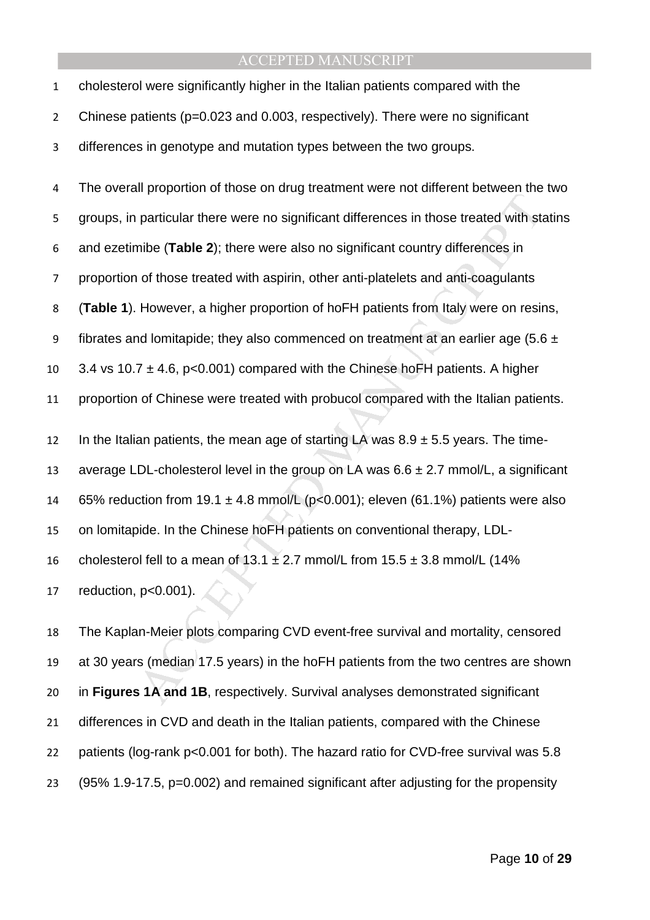cholesterol were significantly higher in the Italian patients compared with the Chinese patients ($p=0.023$ and $0.003$, respectively). There were no significant differences in genotype and mutation types between the two groups.

The overall proportion of those on drug treatment were not different between the two groups, in particular there were no significant differences in those treated with statins and ezetimibe (**Table 2**); there were also no significant country differences in proportion of those treated with aspirin, other anti-platelets and anti-coagulants (**Table 1**). However, a higher proportion of hoFH patients from Italy were on resins, fibrates and lomitapide; they also commenced on treatment at an earlier age ($5.6 \pm 3.4$ vs $10.7 \pm 4.6$, $p<0.001$) compared with the Chinese hoFH patients. A higher proportion of Chinese were treated with probucol compared with the Italian patients.

In the Italian patients, the mean age of starting LA was $8.9 \pm 5.5$ years. The time-average LDL-cholesterol level in the group on LA was $6.6 \pm 2.7$ mmol/L, a significant 65% reduction from $19.1 \pm 4.8$ mmol/L ($p<0.001$); eleven (61.1%) patients were also on lomitapide. In the Chinese hoFH patients on conventional therapy, LDL-cholesterol fell to a mean of $13.1 \pm 2.7$ mmol/L from $15.5 \pm 3.8$ mmol/L (14% reduction, $p<0.001$).

The Kaplan-Meier plots comparing CVD event-free survival and mortality, censored at 30 years (median 17.5 years) in the hoFH patients from the two centres are shown in **Figures 1A and 1B**, respectively. Survival analyses demonstrated significant differences in CVD and death in the Italian patients, compared with the Chinese patients (log-rank $p<0.001$ for both). The hazard ratio for CVD-free survival was 5.8 (95% 1.9-17.5, $p=0.002$) and remained significant after adjusting for the propensity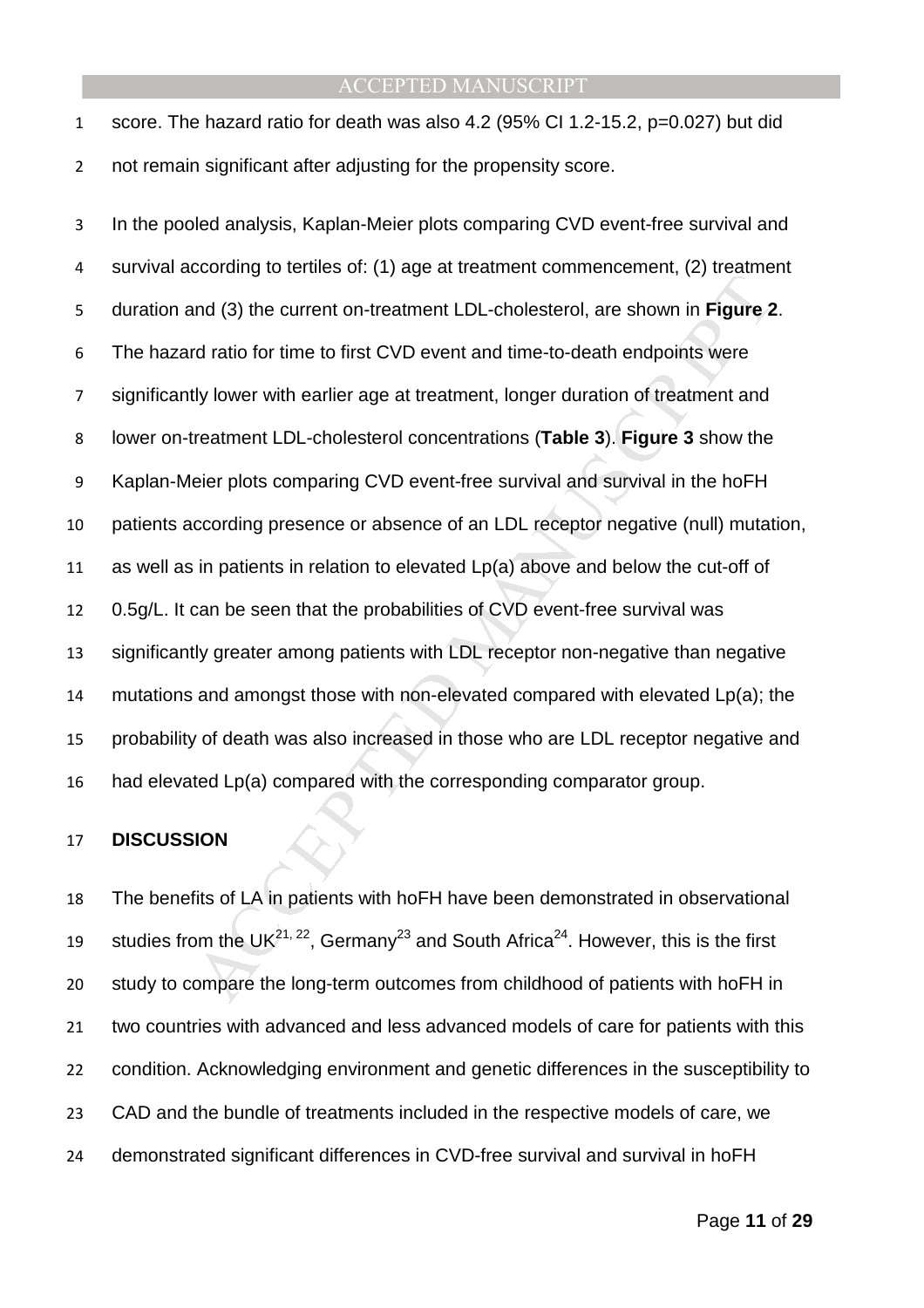score. The hazard ratio for death was also 4.2 (95% CI 1.2-15.2, p=0.027) but did not remain significant after adjusting for the propensity score.

In the pooled analysis, Kaplan-Meier plots comparing CVD event-free survival and survival according to tertiles of: (1) age at treatment commencement, (2) treatment duration and (3) the current on-treatment LDL-cholesterol, are shown in **Figure 2**. The hazard ratio for time to first CVD event and time-to-death endpoints were significantly lower with earlier age at treatment, longer duration of treatment and lower on-treatment LDL-cholesterol concentrations (**Table 3**). **Figure 3** show the Kaplan-Meier plots comparing CVD event-free survival and survival in the hoFH patients according presence or absence of an LDL receptor negative (null) mutation, as well as in patients in relation to elevated Lp(a) above and below the cut-off of 0.5g/L. It can be seen that the probabilities of CVD event-free survival was significantly greater among patients with LDL receptor non-negative than negative mutations and amongst those with non-elevated compared with elevated Lp(a); the probability of death was also increased in those who are LDL receptor negative and had elevated Lp(a) compared with the corresponding comparator group.

## DISCUSSION

The benefits of LA in patients with hoFH have been demonstrated in observational studies from the UK[21, 22], Germany[23] and South Africa[24]. However, this is the first study to compare the long-term outcomes from childhood of patients with hoFH in two countries with advanced and less advanced models of care for patients with this condition. Acknowledging environment and genetic differences in the susceptibility to CAD and the bundle of treatments included in the respective models of care, we demonstrated significant differences in CVD-free survival and survival in hoFH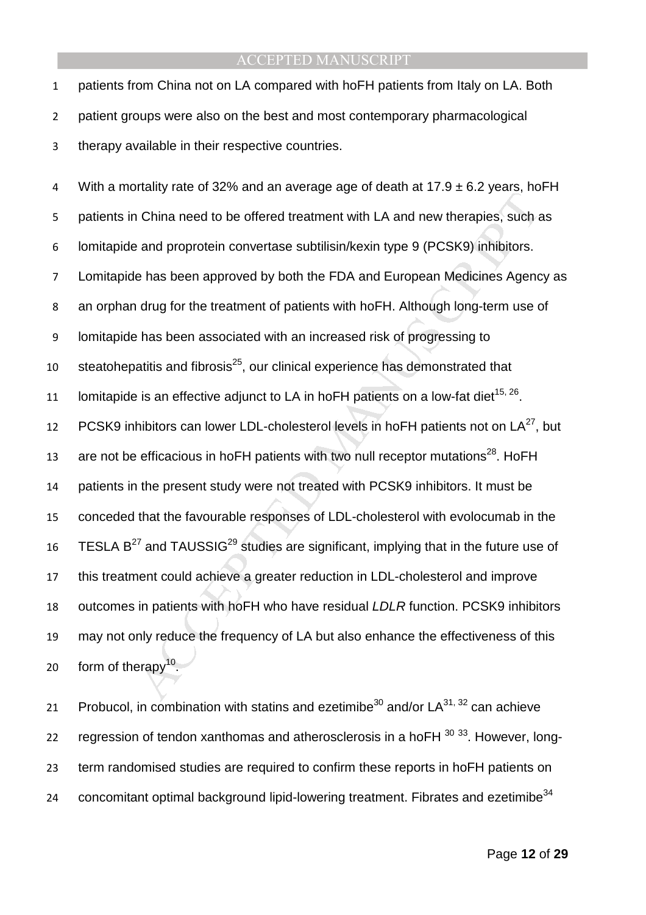patients from China not on LA compared with hoFH patients from Italy on LA. Both patient groups were also on the best and most contemporary pharmacological therapy available in their respective countries.

With a mortality rate of 32% and an average age of death at 17.9 ± 6.2 years, hoFH patients in China need to be offered treatment with LA and new therapies, such as lomitapide and proprotein convertase subtilisin/kexin type 9 (PCSK9) inhibitors. Lomitapide has been approved by both the FDA and European Medicines Agency as an orphan drug for the treatment of patients with hoFH. Although long-term use of lomitapide has been associated with an increased risk of progressing to steatohepatitis and fibrosis[25], our clinical experience has demonstrated that lomitapide is an effective adjunct to LA in hoFH patients on a low-fat diet[15, 26]. PCSK9 inhibitors can lower LDL-cholesterol levels in hoFH patients not on LA[27], but are not be efficacious in hoFH patients with two null receptor mutations[28]. HoFH patients in the present study were not treated with PCSK9 inhibitors. It must be conceded that the favourable responses of LDL-cholesterol with evolocumab in the TESLA B[27] and TAUSSIG[29] studies are significant, implying that in the future use of this treatment could achieve a greater reduction in LDL-cholesterol and improve outcomes in patients with hoFH who have residual *LDLR* function. PCSK9 inhibitors may not only reduce the frequency of LA but also enhance the effectiveness of this form of therapy[10].

Probucol, in combination with statins and ezetimibe[30] and/or LA[31, 32] can achieve regression of tendon xanthomas and atherosclerosis in a hoFH [30 33]. However, long-term randomised studies are required to confirm these reports in hoFH patients on concomitant optimal background lipid-lowering treatment. Fibrates and ezetimibe[34]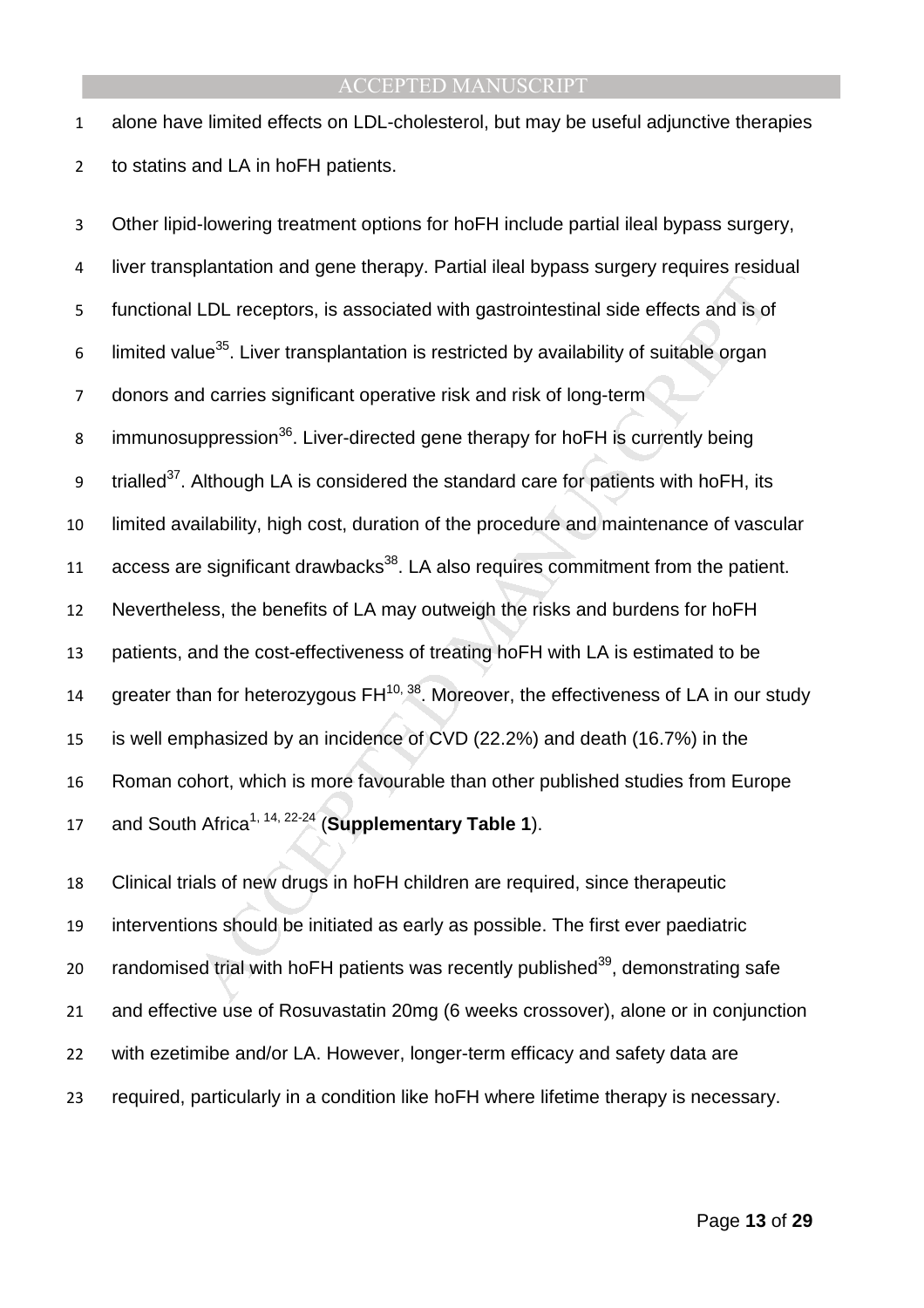alone have limited effects on LDL-cholesterol, but may be useful adjunctive therapies to statins and LA in hoFH patients.

Other lipid-lowering treatment options for hoFH include partial ileal bypass surgery, liver transplantation and gene therapy. Partial ileal bypass surgery requires residual functional LDL receptors, is associated with gastrointestinal side effects and is of limited value[35]. Liver transplantation is restricted by availability of suitable organ donors and carries significant operative risk and risk of long-term immunosuppression[36]. Liver-directed gene therapy for hoFH is currently being trialled[37]. Although LA is considered the standard care for patients with hoFH, its limited availability, high cost, duration of the procedure and maintenance of vascular access are significant drawbacks[38]. LA also requires commitment from the patient. Nevertheless, the benefits of LA may outweigh the risks and burdens for hoFH patients, and the cost-effectiveness of treating hoFH with LA is estimated to be greater than for heterozygous FH[10, 38]. Moreover, the effectiveness of LA in our study is well emphasized by an incidence of CVD (22.2%) and death (16.7%) in the Roman cohort, which is more favourable than other published studies from Europe and South Africa[1, 14, 22-24] (**Supplementary Table 1**).

Clinical trials of new drugs in hoFH children are required, since therapeutic interventions should be initiated as early as possible. The first ever paediatric randomised trial with hoFH patients was recently published[39], demonstrating safe and effective use of Rosuvastatin 20mg (6 weeks crossover), alone or in conjunction with ezetimibe and/or LA. However, longer-term efficacy and safety data are required, particularly in a condition like hoFH where lifetime therapy is necessary.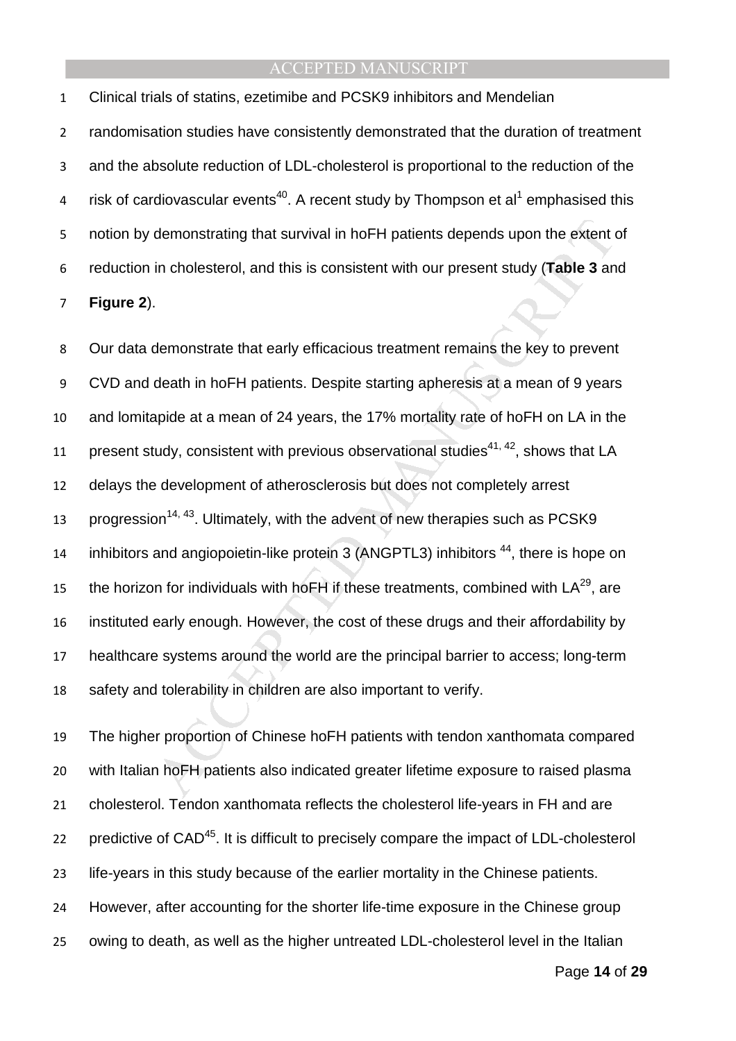Clinical trials of statins, ezetimibe and PCSK9 inhibitors and Mendelian randomisation studies have consistently demonstrated that the duration of treatment and the absolute reduction of LDL-cholesterol is proportional to the reduction of the risk of cardiovascular events[40]. A recent study by Thompson et al[1] emphasised this notion by demonstrating that survival in hoFH patients depends upon the extent of reduction in cholesterol, and this is consistent with our present study (**Table 3** and **Figure 2**).

Our data demonstrate that early efficacious treatment remains the key to prevent CVD and death in hoFH patients. Despite starting apheresis at a mean of 9 years and lomitapide at a mean of 24 years, the 17% mortality rate of hoFH on LA in the present study, consistent with previous observational studies[41, 42], shows that LA delays the development of atherosclerosis but does not completely arrest progression[14, 43]. Ultimately, with the advent of new therapies such as PCSK9 inhibitors and angiopoietin-like protein 3 (ANGPTL3) inhibitors [44], there is hope on the horizon for individuals with hoFH if these treatments, combined with LA[29], are instituted early enough. However, the cost of these drugs and their affordability by healthcare systems around the world are the principal barrier to access; long-term safety and tolerability in children are also important to verify.

The higher proportion of Chinese hoFH patients with tendon xanthomata compared with Italian hoFH patients also indicated greater lifetime exposure to raised plasma cholesterol. Tendon xanthomata reflects the cholesterol life-years in FH and are predictive of CAD[45]. It is difficult to precisely compare the impact of LDL-cholesterol life-years in this study because of the earlier mortality in the Chinese patients. However, after accounting for the shorter life-time exposure in the Chinese group owing to death, as well as the higher untreated LDL-cholesterol level in the Italian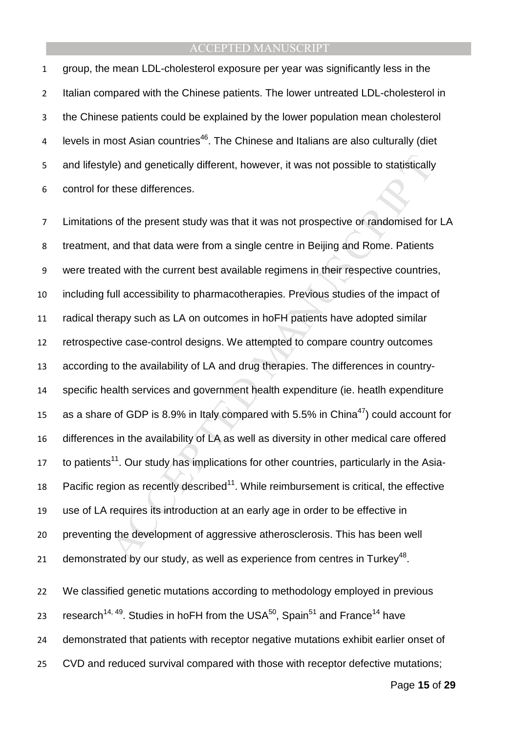group, the mean LDL-cholesterol exposure per year was significantly less in the Italian compared with the Chinese patients. The lower untreated LDL-cholesterol in the Chinese patients could be explained by the lower population mean cholesterol levels in most Asian countries[46]. The Chinese and Italians are also culturally (diet and lifestyle) and genetically different, however, it was not possible to statistically control for these differences.

Limitations of the present study was that it was not prospective or randomised for LA treatment, and that data were from a single centre in Beijing and Rome. Patients were treated with the current best available regimens in their respective countries, including full accessibility to pharmacotherapies. Previous studies of the impact of radical therapy such as LA on outcomes in hoFH patients have adopted similar retrospective case-control designs. We attempted to compare country outcomes according to the availability of LA and drug therapies. The differences in country-specific health services and government health expenditure (ie. heatlh expenditure as a share of GDP is 8.9% in Italy compared with 5.5% in China[47]) could account for differences in the availability of LA as well as diversity in other medical care offered to patients[11]. Our study has implications for other countries, particularly in the Asia-Pacific region as recently described[11]. While reimbursement is critical, the effective use of LA requires its introduction at an early age in order to be effective in preventing the development of aggressive atherosclerosis. This has been well demonstrated by our study, as well as experience from centres in Turkey[48].

We classified genetic mutations according to methodology employed in previous research[14, 49]. Studies in hoFH from the USA[50], Spain[51] and France[14] have demonstrated that patients with receptor negative mutations exhibit earlier onset of CVD and reduced survival compared with those with receptor defective mutations;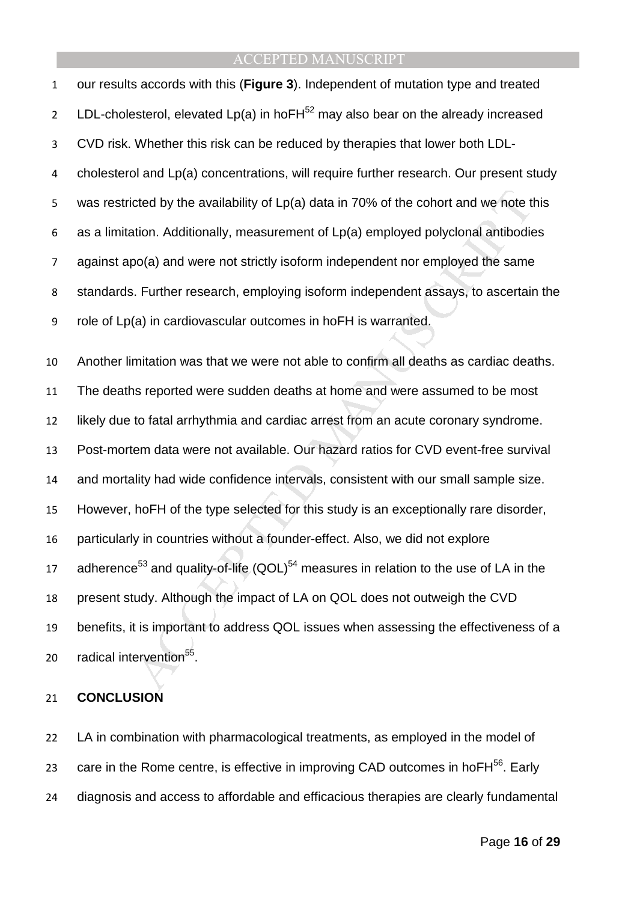our results accords with this (**Figure 3**). Independent of mutation type and treated LDL-cholesterol, elevated Lp(a) in hoFH[52] may also bear on the already increased CVD risk. Whether this risk can be reduced by therapies that lower both LDL-cholesterol and Lp(a) concentrations, will require further research. Our present study was restricted by the availability of Lp(a) data in 70% of the cohort and we note this as a limitation. Additionally, measurement of Lp(a) employed polyclonal antibodies against apo(a) and were not strictly isoform independent nor employed the same standards. Further research, employing isoform independent assays, to ascertain the role of Lp(a) in cardiovascular outcomes in hoFH is warranted.

Another limitation was that we were not able to confirm all deaths as cardiac deaths. The deaths reported were sudden deaths at home and were assumed to be most likely due to fatal arrhythmia and cardiac arrest from an acute coronary syndrome. Post-mortem data were not available. Our hazard ratios for CVD event-free survival and mortality had wide confidence intervals, consistent with our small sample size. However, hoFH of the type selected for this study is an exceptionally rare disorder, particularly in countries without a founder-effect. Also, we did not explore adherence[53] and quality-of-life (QOL)[54] measures in relation to the use of LA in the present study. Although the impact of LA on QOL does not outweigh the CVD benefits, it is important to address QOL issues when assessing the effectiveness of a radical intervention[55].

## CONCLUSION

LA in combination with pharmacological treatments, as employed in the model of care in the Rome centre, is effective in improving CAD outcomes in hoFH[56]. Early diagnosis and access to affordable and efficacious therapies are clearly fundamental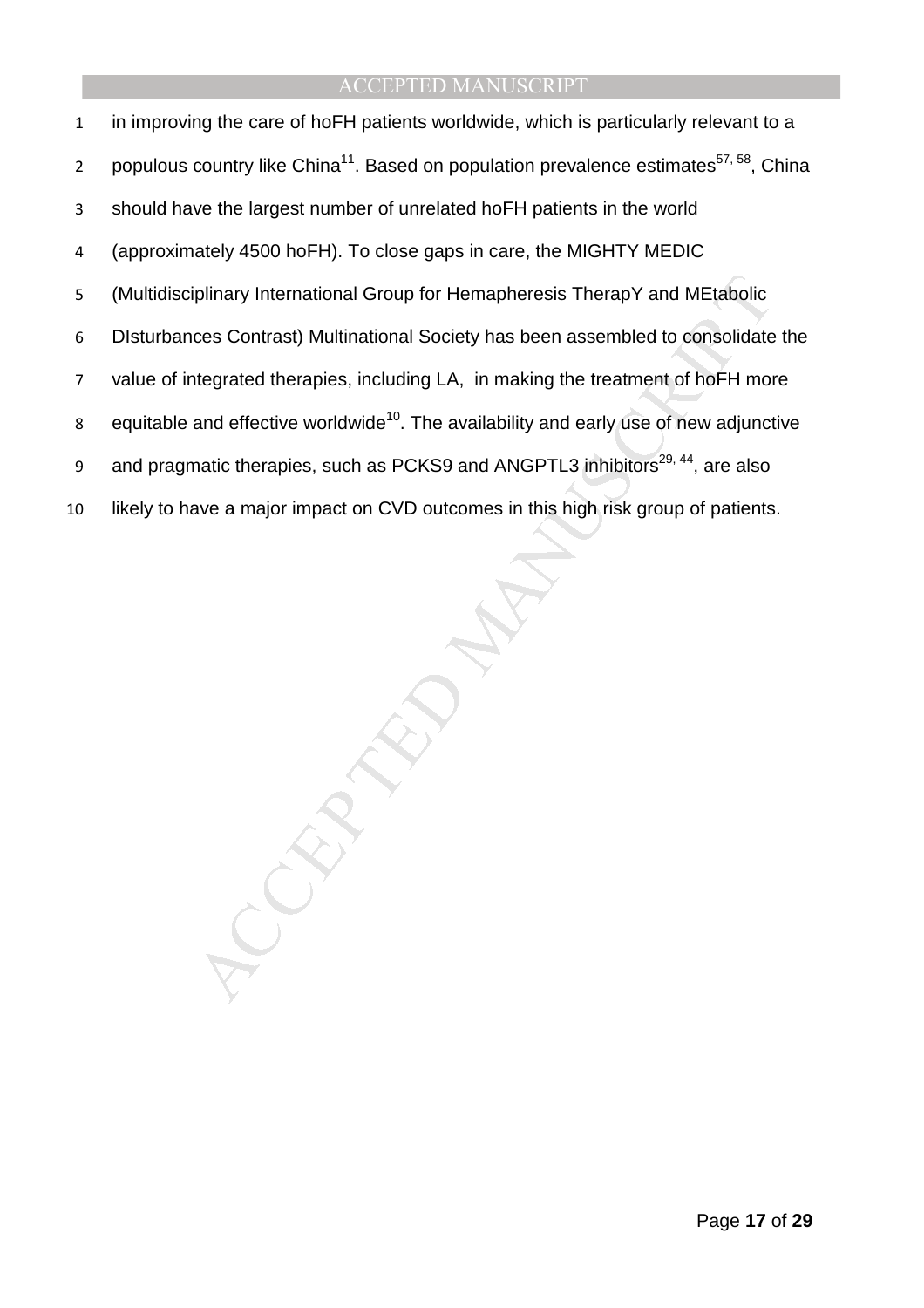in improving the care of hoFH patients worldwide, which is particularly relevant to a populous country like China[11]. Based on population prevalence estimates[57, 58], China should have the largest number of unrelated hoFH patients in the world (approximately 4500 hoFH). To close gaps in care, the MIGHTY MEDIC (Multidisciplinary International Group for Hemapheresis TherapY and MEtabolic DIsturbances Contrast) Multinational Society has been assembled to consolidate the value of integrated therapies, including LA,  in making the treatment of hoFH more equitable and effective worldwide[10]. The availability and early use of new adjunctive and pragmatic therapies, such as PCKS9 and ANGPTL3 inhibitors[29, 44], are also likely to have a major impact on CVD outcomes in this high risk group of patients.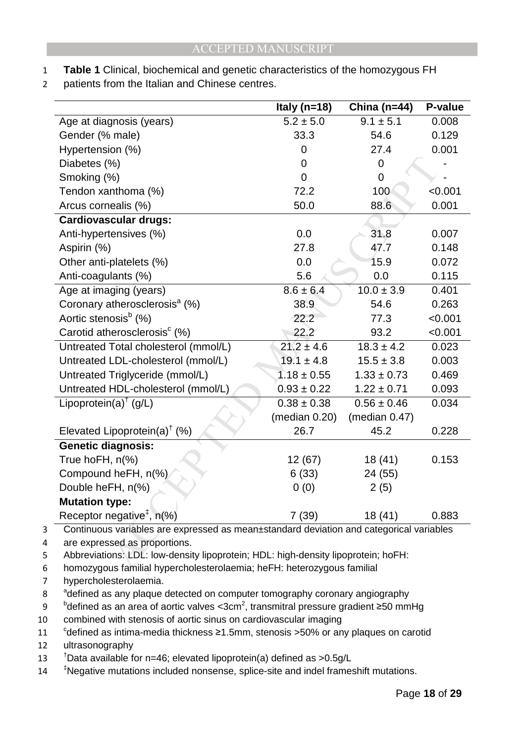**Table 1** Clinical, biochemical and genetic characteristics of the homozygous FH patients from the Italian and Chinese centres.

| | Italy (n=18) | China (n=44) | P-value |
|---|---|---|---|
| Age at diagnosis (years) | 5.2 ± 5.0 | 9.1 ± 5.1 | 0.008 |
| Gender (% male) | 33.3 | 54.6 | 0.129 |
| Hypertension (%) | 0 | 27.4 | 0.001 |
| Diabetes (%) | 0 | 0 | - |
| Smoking (%) | 0 | 0 | - |
| Tendon xanthoma (%) | 72.2 | 100 | <0.001 |
| Arcus cornealis (%) | 50.0 | 88.6 | 0.001 |
| **Cardiovascular drugs:** | | | |
| Anti-hypertensives (%) | 0.0 | 31.8 | 0.007 |
| Aspirin (%) | 27.8 | 47.7 | 0.148 |
| Other anti-platelets (%) | 0.0 | 15.9 | 0.072 |
| Anti-coagulants (%) | 5.6 | 0.0 | 0.115 |
| Age at imaging (years) | 8.6 ± 6.4 | 10.0 ± 3.9 | 0.401 |
| Coronary atherosclerosis[a] (%) | 38.9 | 54.6 | 0.263 |
| Aortic stenosis[b] (%) | 22.2 | 77.3 | <0.001 |
| Carotid atherosclerosis[c] (%) | 22.2 | 93.2 | <0.001 |
| Untreated Total cholesterol (mmol/L) | 21.2 ± 4.6 | 18.3 ± 4.2 | 0.023 |
| Untreated LDL-cholesterol (mmol/L) | 19.1 ± 4.8 | 15.5 ± 3.8 | 0.003 |
| Untreated Triglyceride (mmol/L) | 1.18 ± 0.55 | 1.33 ± 0.73 | 0.469 |
| Untreated HDL-cholesterol (mmol/L) | 0.93 ± 0.22 | 1.22 ± 0.71 | 0.093 |
| Lipoprotein(a)[†] (g/L) | 0.38 ± 0.38 (median 0.20) | 0.56 ± 0.46 (median 0.47) | 0.034 |
| Elevated Lipoprotein(a)[†] (%) | 26.7 | 45.2 | 0.228 |
| **Genetic diagnosis:** | | | |
| True hoFH, n(%) | 12 (67) | 18 (41) | 0.153 |
| Compound heFH, n(%) | 6 (33) | 24 (55) | |
| Double heFH, n(%) | 0 (0) | 2 (5) | |
| **Mutation type:** | | | |
| Receptor negative[‡], n(%) | 7 (39) | 18 (41) | 0.883 |

Continuous variables are expressed as mean±standard deviation and categorical variables are expressed as proportions.

Abbreviations: LDL: low-density lipoprotein; HDL: high-density lipoprotein; hoFH: homozygous familial hypercholesterolaemia; heFH: heterozygous familial hypercholesterolaemia.

[a]defined as any plaque detected on computer tomography coronary angiography

[b]defined as an area of aortic valves <3cm$^2$, transmitral pressure gradient ≥50 mmHg combined with stenosis of aortic sinus on cardiovascular imaging

[c]defined as intima-media thickness ≥1.5mm, stenosis >50% or any plaques on carotid ultrasonography

[†]Data available for n=46; elevated lipoprotein(a) defined as >0.5g/L

[‡]Negative mutations included nonsense, splice-site and indel frameshift mutations.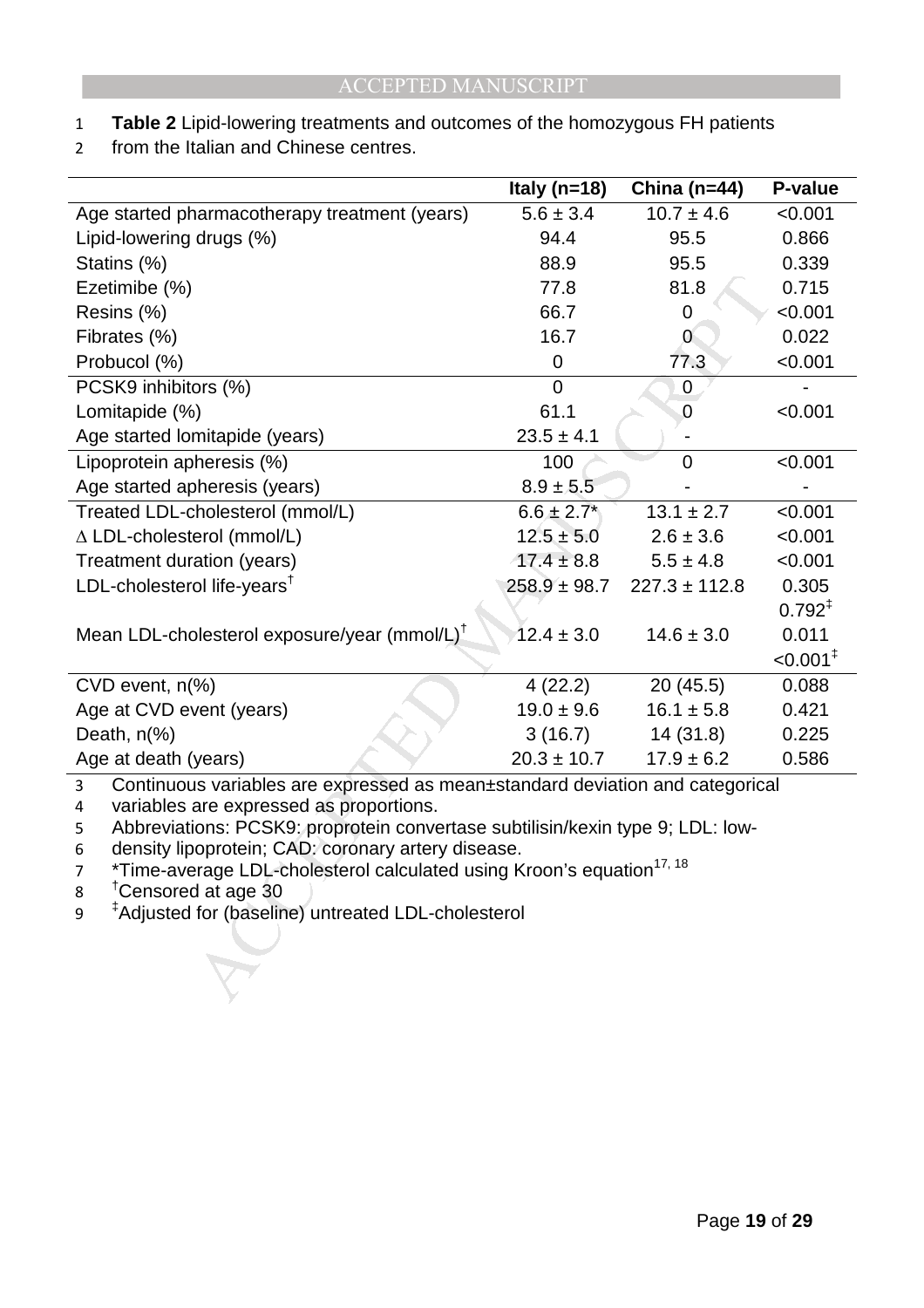**Table 2** Lipid-lowering treatments and outcomes of the homozygous FH patients from the Italian and Chinese centres.

| | Italy (n=18) | China (n=44) | P-value |
|---|---|---|---|
| Age started pharmacotherapy treatment (years) | 5.6 ± 3.4 | 10.7 ± 4.6 | <0.001 |
| Lipid-lowering drugs (%) | 94.4 | 95.5 | 0.866 |
| Statins (%) | 88.9 | 95.5 | 0.339 |
| Ezetimibe (%) | 77.8 | 81.8 | 0.715 |
| Resins (%) | 66.7 | 0 | <0.001 |
| Fibrates (%) | 16.7 | 0 | 0.022 |
| Probucol (%) | 0 | 77.3 | <0.001 |
| PCSK9 inhibitors (%) | 0 | 0 | - |
| Lomitapide (%) | 61.1 | 0 | <0.001 |
| Age started lomitapide (years) | 23.5 ± 4.1 | - | |
| Lipoprotein apheresis (%) | 100 | 0 | <0.001 |
| Age started apheresis (years) | 8.9 ± 5.5 | - | - |
| Treated LDL-cholesterol (mmol/L) | 6.6 ± 2.7* | 13.1 ± 2.7 | <0.001 |
| $\Delta$ LDL-cholesterol (mmol/L) | 12.5 ± 5.0 | 2.6 ± 3.6 | <0.001 |
| Treatment duration (years) | 17.4 ± 8.8 | 5.5 ± 4.8 | <0.001 |
| LDL-cholesterol life-years[†] | 258.9 ± 98.7 | 227.3 ± 112.8 | 0.305 |
| | | | 0.792[‡] |
| Mean LDL-cholesterol exposure/year (mmol/L)[†] | 12.4 ± 3.0 | 14.6 ± 3.0 | 0.011 |
| | | | <0.001[‡] |
| CVD event, n(%) | 4 (22.2) | 20 (45.5) | 0.088 |
| Age at CVD event (years) | 19.0 ± 9.6 | 16.1 ± 5.8 | 0.421 |
| Death, n(%) | 3 (16.7) | 14 (31.8) | 0.225 |
| Age at death (years) | 20.3 ± 10.7 | 17.9 ± 6.2 | 0.586 |

Continuous variables are expressed as mean±standard deviation and categorical variables are expressed as proportions.

Abbreviations: PCSK9: proprotein convertase subtilisin/kexin type 9; LDL: low-density lipoprotein; CAD: coronary artery disease.

*Time-average LDL-cholesterol calculated using Kroon's equation[17, 18]

[†]Censored at age 30

[‡]Adjusted for (baseline) untreated LDL-cholesterol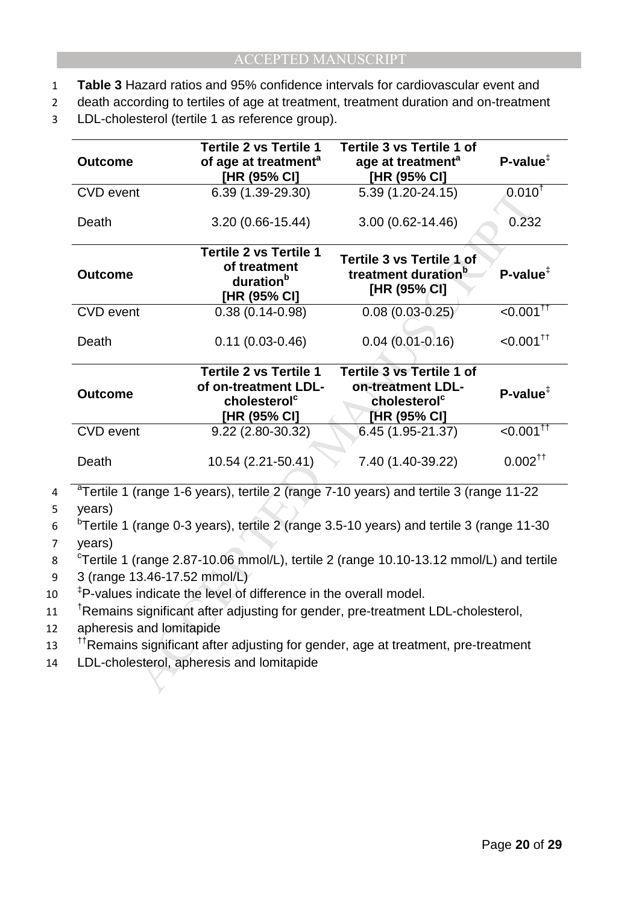**Table 3** Hazard ratios and 95% confidence intervals for cardiovascular event and death according to tertiles of age at treatment, treatment duration and on-treatment LDL-cholesterol (tertile 1 as reference group).

| Outcome | Tertile 2 vs Tertile 1 of age at treatment[a] [HR (95% CI] | Tertile 3 vs Tertile 1 of age at treatment[a] [HR (95% CI] | P-value[‡] |
|---|---|---|---|
| CVD event | 6.39 (1.39-29.30) | 5.39 (1.20-24.15) | 0.010[†] |
| Death | 3.20 (0.66-15.44) | 3.00 (0.62-14.46) | 0.232 |
| **Outcome** | **Tertile 2 vs Tertile 1 of treatment duration[b] [HR (95% CI]** | **Tertile 3 vs Tertile 1 of treatment duration[b] [HR (95% CI]** | **P-value[‡]** |
| CVD event | 0.38 (0.14-0.98) | 0.08 (0.03-0.25) | <0.001[††] |
| Death | 0.11 (0.03-0.46) | 0.04 (0.01-0.16) | <0.001[††] |
| **Outcome** | **Tertile 2 vs Tertile 1 of on-treatment LDL-cholesterol[c] [HR (95% CI]** | **Tertile 3 vs Tertile 1 of on-treatment LDL-cholesterol[c] [HR (95% CI]** | **P-value[‡]** |
| CVD event | 9.22 (2.80-30.32) | 6.45 (1.95-21.37) | <0.001[††] |
| Death | 10.54 (2.21-50.41) | 7.40 (1.40-39.22) | 0.002[††] |

[a]Tertile 1 (range 1-6 years), tertile 2 (range 7-10 years) and tertile 3 (range 11-22 years)

[b]Tertile 1 (range 0-3 years), tertile 2 (range 3.5-10 years) and tertile 3 (range 11-30 years)

[c]Tertile 1 (range 2.87-10.06 mmol/L), tertile 2 (range 10.10-13.12 mmol/L) and tertile 3 (range 13.46-17.52 mmol/L)

[‡]P-values indicate the level of difference in the overall model.

[†]Remains significant after adjusting for gender, pre-treatment LDL-cholesterol, apheresis and lomitapide

[††]Remains significant after adjusting for gender, age at treatment, pre-treatment LDL-cholesterol, apheresis and lomitapide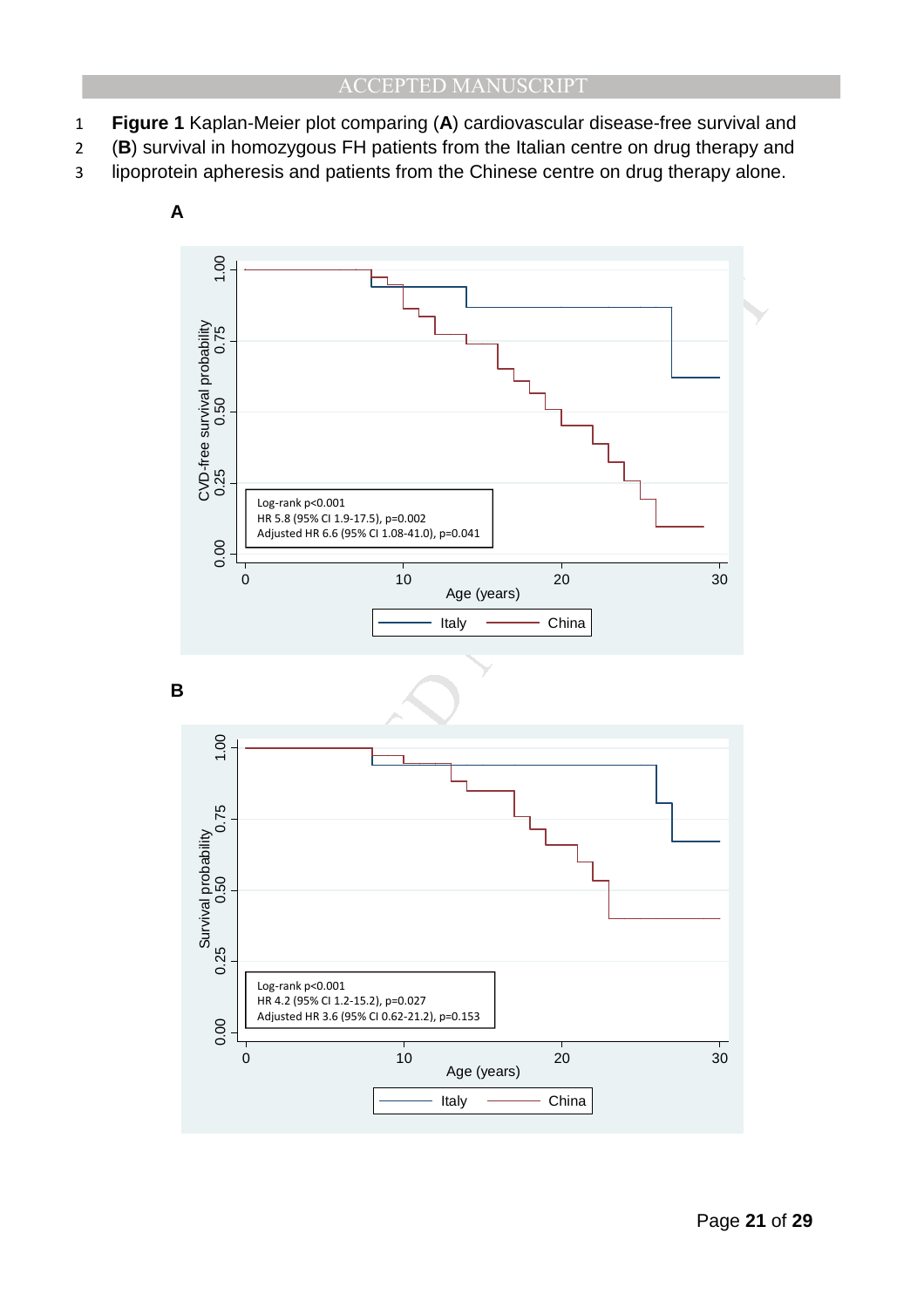**Figure 1** Kaplan-Meier plot comparing (**A**) cardiovascular disease-free survival and (**B**) survival in homozygous FH patients from the Italian centre on drug therapy and lipoprotein apheresis and patients from the Chinese centre on drug therapy alone.

**A**

Log-rank p<0.001
HR 5.8 (95% CI 1.9-17.5), p=0.002
Adjusted HR 6.6 (95% CI 1.08-41.0), p=0.041

**B**

Log-rank p<0.001
HR 4.2 (95% CI 1.2-15.2), p=0.027
Adjusted HR 3.6 (95% CI 0.62-21.2), p=0.153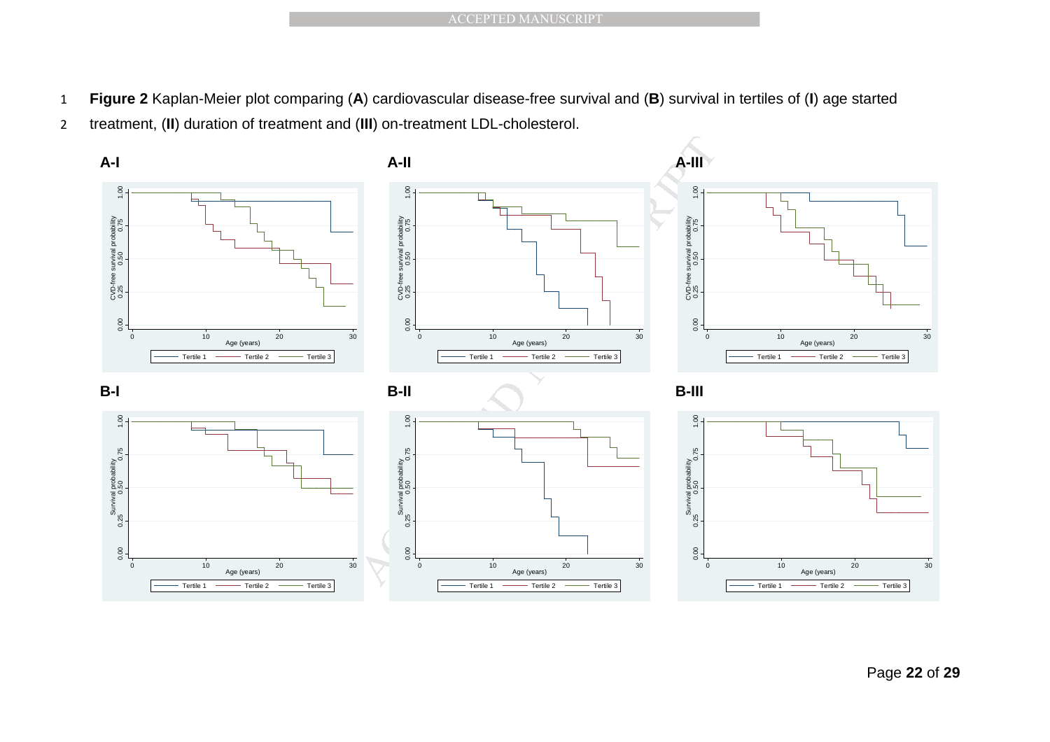**Figure 2** Kaplan-Meier plot comparing (**A**) cardiovascular disease-free survival and (**B**) survival in tertiles of (**I**) age started treatment, (**II**) duration of treatment and (**III**) on-treatment LDL-cholesterol.

**A-I**

**A-II**

**A-III**

**B-I**

**B-II**

**B-III**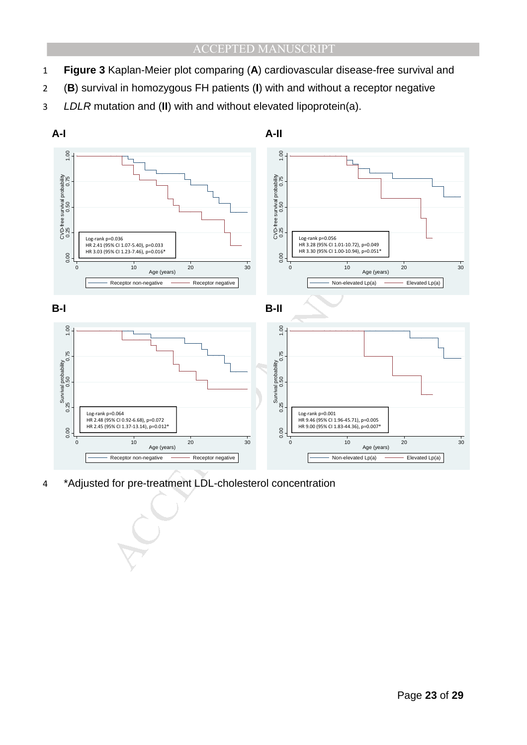**Figure 3** Kaplan-Meier plot comparing (**A**) cardiovascular disease-free survival and (**B**) survival in homozygous FH patients (**I**) with and without a receptor negative *LDLR* mutation and (**II**) with and without elevated lipoprotein(a).

**A-I**

Log-rank p=0.036
HR 2.41 (95% CI 1.07-5.40), p=0.033
HR 3.03 (95% CI 1.23-7.46), p=0.016*

**A-II**

Log-rank p=0.056
HR 3.28 (95% CI 1.01-10.72), p=0.049
HR 3.30 (95% CI 1.00-10.94), p=0.051*

**B-I**

Log-rank p=0.064
HR 2.48 (95% CI 0.92-6.68), p=0.072
HR 2.45 (95% CI 1.37-13.14), p=0.012*

**B-II**

Log-rank p=0.001
HR 9.46 (95% CI 1.96-45.71), p=0.005
HR 9.00 (95% CI 1.83-44.36), p=0.007*

*Adjusted for pre-treatment LDL-cholesterol concentration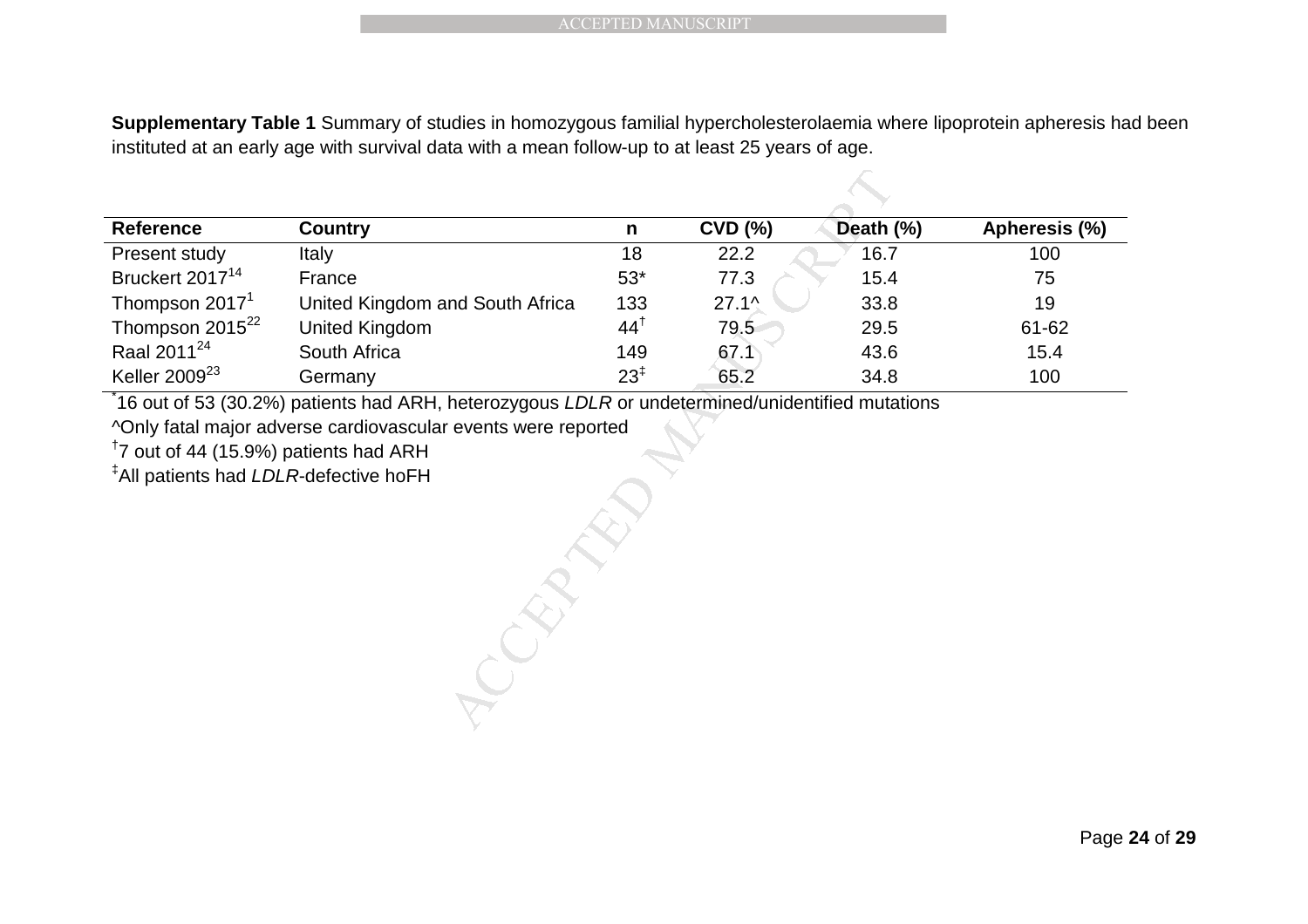**Supplementary Table 1** Summary of studies in homozygous familial hypercholesterolaemia where lipoprotein apheresis had been instituted at an early age with survival data with a mean follow-up to at least 25 years of age.

| Reference | Country | n | CVD (%) | Death (%) | Apheresis (%) |
|---|---|---|---|---|---|
| Present study | Italy | 18 | 22.2 | 16.7 | 100 |
| Bruckert 2017[14] | France | 53* | 77.3 | 15.4 | 75 |
| Thompson 2017[1] | United Kingdom and South Africa | 133 | 27.1^ | 33.8 | 19 |
| Thompson 2015[22] | United Kingdom | 44[†] | 79.5 | 29.5 | 61-62 |
| Raal 2011[24] | South Africa | 149 | 67.1 | 43.6 | 15.4 |
| Keller 2009[23] | Germany | 23[‡] | 65.2 | 34.8 | 100 |

[*]16 out of 53 (30.2%) patients had ARH, heterozygous *LDLR* or undetermined/unidentified mutations

^Only fatal major adverse cardiovascular events were reported

[†]7 out of 44 (15.9%) patients had ARH

[‡]All patients had *LDLR*-defective hoFH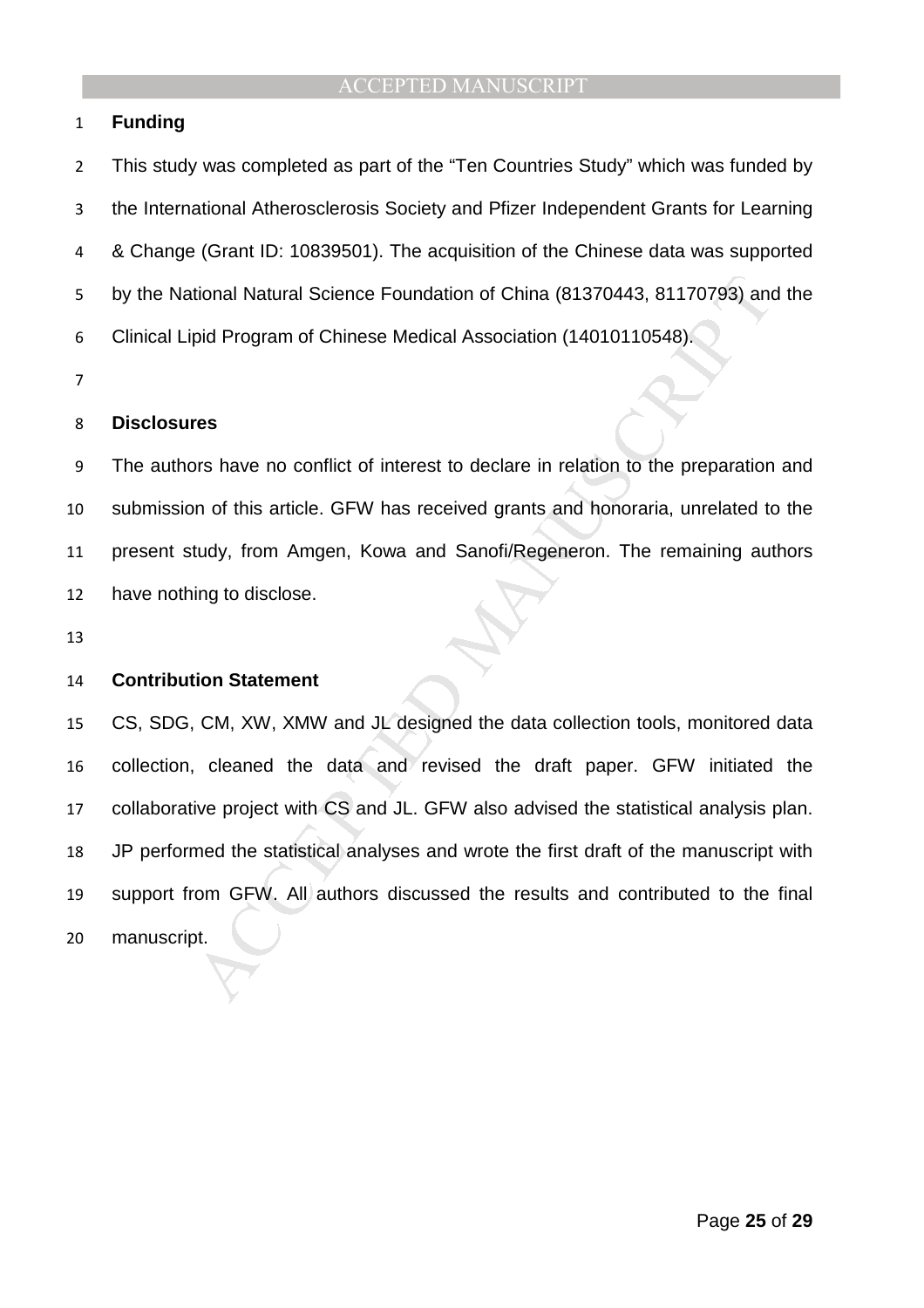## Funding

This study was completed as part of the "Ten Countries Study" which was funded by the International Atherosclerosis Society and Pfizer Independent Grants for Learning & Change (Grant ID: 10839501). The acquisition of the Chinese data was supported by the National Natural Science Foundation of China (81370443, 81170793) and the Clinical Lipid Program of Chinese Medical Association (14010110548).

## Disclosures

The authors have no conflict of interest to declare in relation to the preparation and submission of this article. GFW has received grants and honoraria, unrelated to the present study, from Amgen, Kowa and Sanofi/Regeneron. The remaining authors have nothing to disclose.

## Contribution Statement

CS, SDG, CM, XW, XMW and JL designed the data collection tools, monitored data collection, cleaned the data and revised the draft paper. GFW initiated the collaborative project with CS and JL. GFW also advised the statistical analysis plan. JP performed the statistical analyses and wrote the first draft of the manuscript with support from GFW. All authors discussed the results and contributed to the final manuscript.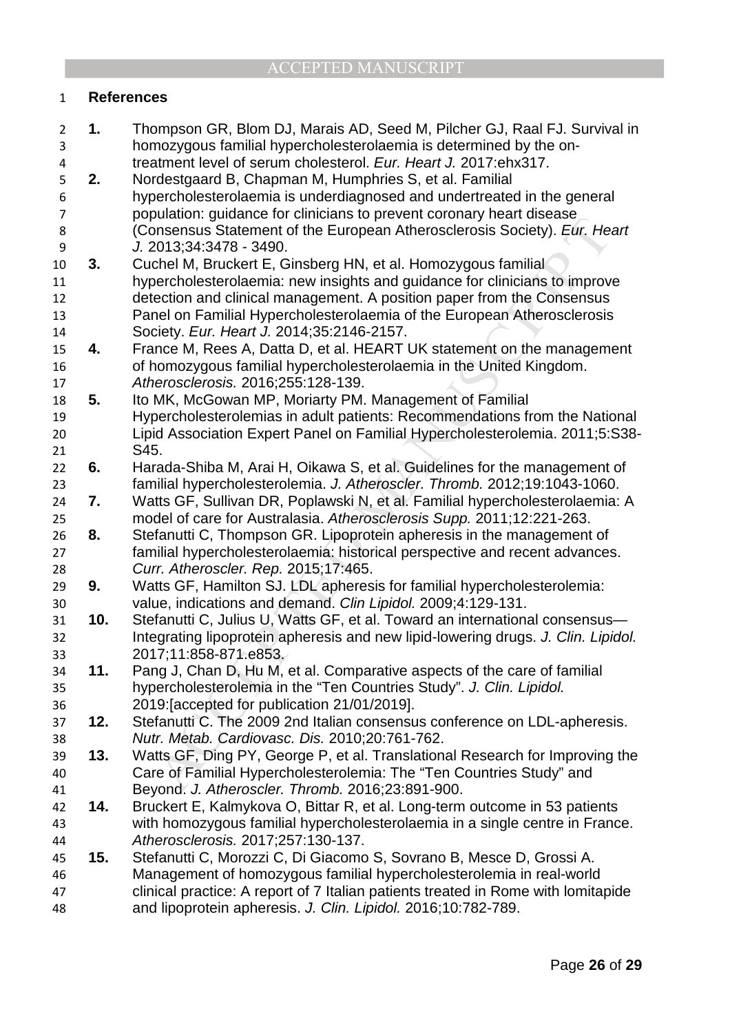## References

1. Thompson GR, Blom DJ, Marais AD, Seed M, Pilcher GJ, Raal FJ. Survival in homozygous familial hypercholesterolaemia is determined by the on-treatment level of serum cholesterol. *Eur. Heart J.* 2017:ehx317.
2. Nordestgaard B, Chapman M, Humphries S, et al. Familial hypercholesterolaemia is underdiagnosed and undertreated in the general population: guidance for clinicians to prevent coronary heart disease (Consensus Statement of the European Atherosclerosis Society). *Eur. Heart J.* 2013;34:3478 - 3490.
3. Cuchel M, Bruckert E, Ginsberg HN, et al. Homozygous familial hypercholesterolaemia: new insights and guidance for clinicians to improve detection and clinical management. A position paper from the Consensus Panel on Familial Hypercholesterolaemia of the European Atherosclerosis Society. *Eur. Heart J.* 2014;35:2146-2157.
4. France M, Rees A, Datta D, et al. HEART UK statement on the management of homozygous familial hypercholesterolaemia in the United Kingdom. *Atherosclerosis.* 2016;255:128-139.
5. Ito MK, McGowan MP, Moriarty PM. Management of Familial Hypercholesterolemias in adult patients: Recommendations from the National Lipid Association Expert Panel on Familial Hypercholesterolemia. 2011;5:S38-S45.
6. Harada-Shiba M, Arai H, Oikawa S, et al. Guidelines for the management of familial hypercholesterolemia. *J. Atheroscler. Thromb.* 2012;19:1043-1060.
7. Watts GF, Sullivan DR, Poplawski N, et al. Familial hypercholesterolaemia: A model of care for Australasia. *Atherosclerosis Supp.* 2011;12:221-263.
8. Stefanutti C, Thompson GR. Lipoprotein apheresis in the management of familial hypercholesterolaemia: historical perspective and recent advances. *Curr. Atheroscler. Rep.* 2015;17:465.
9. Watts GF, Hamilton SJ. LDL apheresis for familial hypercholesterolemia: value, indications and demand. *Clin Lipidol.* 2009;4:129-131.
10. Stefanutti C, Julius U, Watts GF, et al. Toward an international consensus—Integrating lipoprotein apheresis and new lipid-lowering drugs. *J. Clin. Lipidol.* 2017;11:858-871.e853.
11. Pang J, Chan D, Hu M, et al. Comparative aspects of the care of familial hypercholesterolemia in the "Ten Countries Study". *J. Clin. Lipidol.* 2019:[accepted for publication 21/01/2019].
12. Stefanutti C. The 2009 2nd Italian consensus conference on LDL-apheresis. *Nutr. Metab. Cardiovasc. Dis.* 2010;20:761-762.
13. Watts GF, Ding PY, George P, et al. Translational Research for Improving the Care of Familial Hypercholesterolemia: The "Ten Countries Study" and Beyond. *J. Atheroscler. Thromb.* 2016;23:891-900.
14. Bruckert E, Kalmykova O, Bittar R, et al. Long-term outcome in 53 patients with homozygous familial hypercholesterolaemia in a single centre in France. *Atherosclerosis.* 2017;257:130-137.
15. Stefanutti C, Morozzi C, Di Giacomo S, Sovrano B, Mesce D, Grossi A. Management of homozygous familial hypercholesterolemia in real-world clinical practice: A report of 7 Italian patients treated in Rome with lomitapide and lipoprotein apheresis. *J. Clin. Lipidol.* 2016;10:782-789.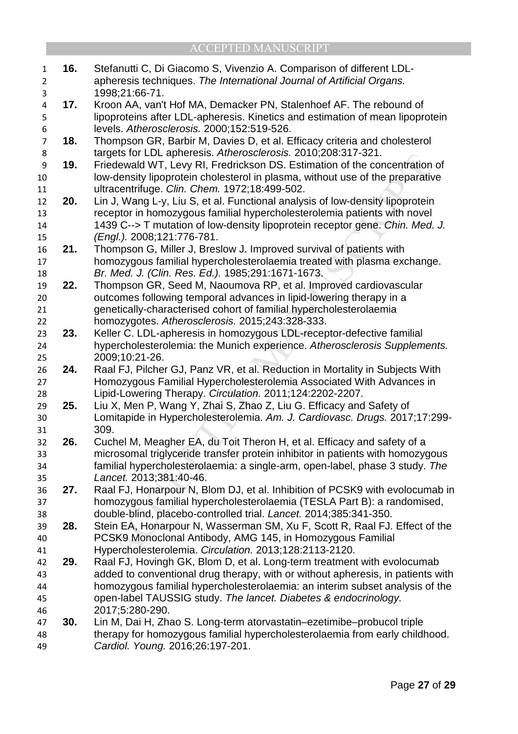16. Stefanutti C, Di Giacomo S, Vivenzio A. Comparison of different LDL-apheresis techniques. *The International Journal of Artificial Organs.* 1998;21:66-71.
17. Kroon AA, van't Hof MA, Demacker PN, Stalenhoef AF. The rebound of lipoproteins after LDL-apheresis. Kinetics and estimation of mean lipoprotein levels. *Atherosclerosis.* 2000;152:519-526.
18. Thompson GR, Barbir M, Davies D, et al. Efficacy criteria and cholesterol targets for LDL apheresis. *Atherosclerosis.* 2010;208:317-321.
19. Friedewald WT, Levy RI, Fredrickson DS. Estimation of the concentration of low-density lipoprotein cholesterol in plasma, without use of the preparative ultracentrifuge. *Clin. Chem.* 1972;18:499-502.
20. Lin J, Wang L-y, Liu S, et al. Functional analysis of low-density lipoprotein receptor in homozygous familial hypercholesterolemia patients with novel 1439 C--> T mutation of low-density lipoprotein receptor gene. *Chin. Med. J. (Engl.).* 2008;121:776-781.
21. Thompson G, Miller J, Breslow J. Improved survival of patients with homozygous familial hypercholesterolaemia treated with plasma exchange. *Br. Med. J. (Clin. Res. Ed.).* 1985;291:1671-1673.
22. Thompson GR, Seed M, Naoumova RP, et al. Improved cardiovascular outcomes following temporal advances in lipid-lowering therapy in a genetically-characterised cohort of familial hypercholesterolaemia homozygotes. *Atherosclerosis.* 2015;243:328-333.
23. Keller C. LDL-apheresis in homozygous LDL-receptor-defective familial hypercholesterolemia: the Munich experience. *Atherosclerosis Supplements.* 2009;10:21-26.
24. Raal FJ, Pilcher GJ, Panz VR, et al. Reduction in Mortality in Subjects With Homozygous Familial Hypercholesterolemia Associated With Advances in Lipid-Lowering Therapy. *Circulation.* 2011;124:2202-2207.
25. Liu X, Men P, Wang Y, Zhai S, Zhao Z, Liu G. Efficacy and Safety of Lomitapide in Hypercholesterolemia. *Am. J. Cardiovasc. Drugs.* 2017;17:299-309.
26. Cuchel M, Meagher EA, du Toit Theron H, et al. Efficacy and safety of a microsomal triglyceride transfer protein inhibitor in patients with homozygous familial hypercholesterolaemia: a single-arm, open-label, phase 3 study. *The Lancet.* 2013;381:40-46.
27. Raal FJ, Honarpour N, Blom DJ, et al. Inhibition of PCSK9 with evolocumab in homozygous familial hypercholesterolaemia (TESLA Part B): a randomised, double-blind, placebo-controlled trial. *Lancet.* 2014;385:341-350.
28. Stein EA, Honarpour N, Wasserman SM, Xu F, Scott R, Raal FJ. Effect of the PCSK9 Monoclonal Antibody, AMG 145, in Homozygous Familial Hypercholesterolemia. *Circulation.* 2013;128:2113-2120.
29. Raal FJ, Hovingh GK, Blom D, et al. Long-term treatment with evolocumab added to conventional drug therapy, with or without apheresis, in patients with homozygous familial hypercholesterolaemia: an interim subset analysis of the open-label TAUSSIG study. *The lancet. Diabetes & endocrinology.* 2017;5:280-290.
30. Lin M, Dai H, Zhao S. Long-term atorvastatin–ezetimibe–probucol triple therapy for homozygous familial hypercholesterolaemia from early childhood. *Cardiol. Young.* 2016;26:197-201.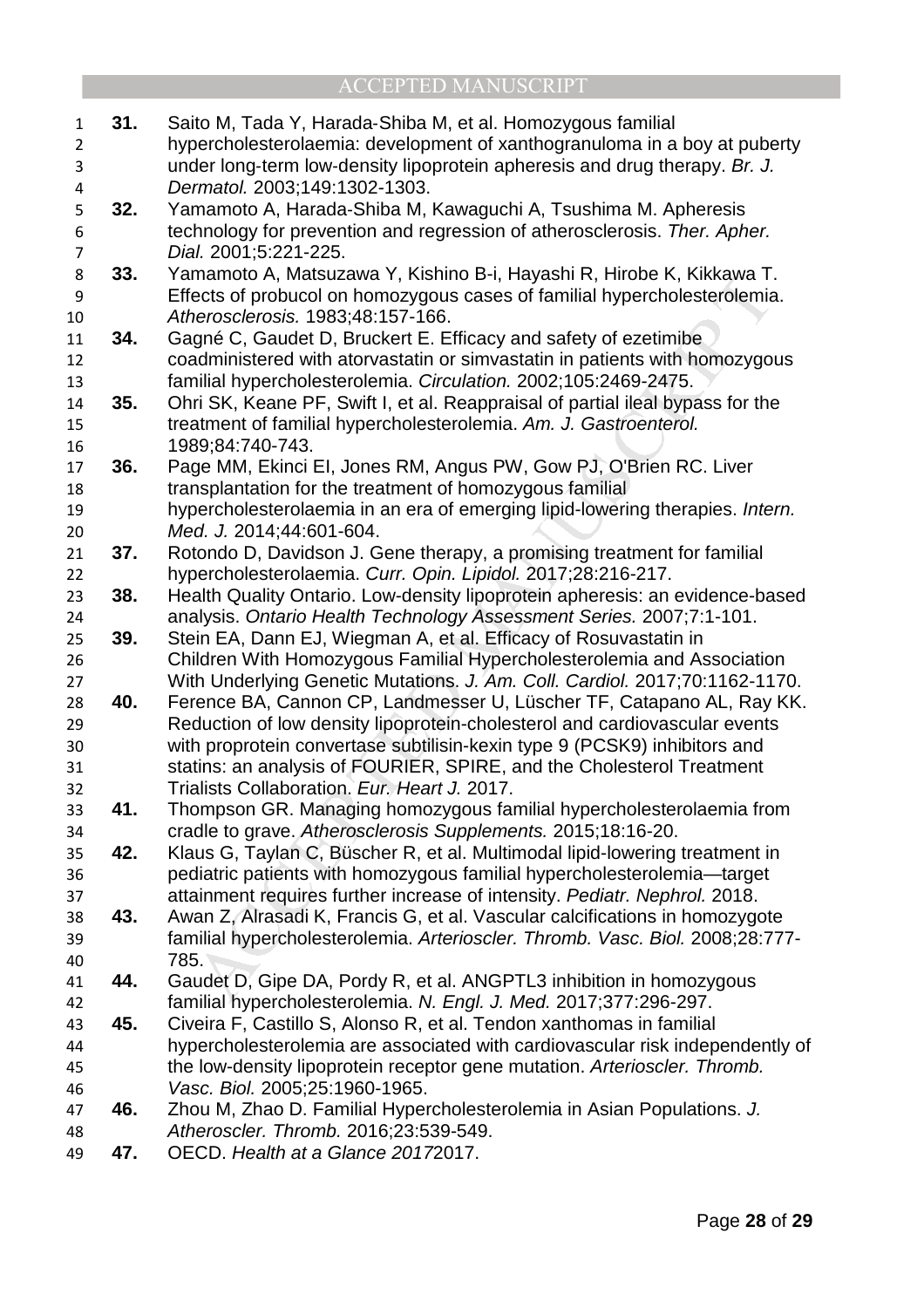**31.** Saito M, Tada Y, Harada-Shiba M, et al. Homozygous familial hypercholesterolaemia: development of xanthogranuloma in a boy at puberty under long-term low-density lipoprotein apheresis and drug therapy. *Br. J. Dermatol.* 2003;149:1302-1303.

**32.** Yamamoto A, Harada-Shiba M, Kawaguchi A, Tsushima M. Apheresis technology for prevention and regression of atherosclerosis. *Ther. Apher. Dial.* 2001;5:221-225.

**33.** Yamamoto A, Matsuzawa Y, Kishino B-i, Hayashi R, Hirobe K, Kikkawa T. Effects of probucol on homozygous cases of familial hypercholesterolemia. *Atherosclerosis.* 1983;48:157-166.

**34.** Gagné C, Gaudet D, Bruckert E. Efficacy and safety of ezetimibe coadministered with atorvastatin or simvastatin in patients with homozygous familial hypercholesterolemia. *Circulation.* 2002;105:2469-2475.

**35.** Ohri SK, Keane PF, Swift I, et al. Reappraisal of partial ileal bypass for the treatment of familial hypercholesterolemia. *Am. J. Gastroenterol.* 1989;84:740-743.

**36.** Page MM, Ekinci EI, Jones RM, Angus PW, Gow PJ, O'Brien RC. Liver transplantation for the treatment of homozygous familial hypercholesterolaemia in an era of emerging lipid-lowering therapies. *Intern. Med. J.* 2014;44:601-604.

**37.** Rotondo D, Davidson J. Gene therapy, a promising treatment for familial hypercholesterolaemia. *Curr. Opin. Lipidol.* 2017;28:216-217.

**38.** Health Quality Ontario. Low-density lipoprotein apheresis: an evidence-based analysis. *Ontario Health Technology Assessment Series.* 2007;7:1-101.

**39.** Stein EA, Dann EJ, Wiegman A, et al. Efficacy of Rosuvastatin in Children With Homozygous Familial Hypercholesterolemia and Association With Underlying Genetic Mutations. *J. Am. Coll. Cardiol.* 2017;70:1162-1170.

**40.** Ference BA, Cannon CP, Landmesser U, Lüscher TF, Catapano AL, Ray KK. Reduction of low density lipoprotein-cholesterol and cardiovascular events with proprotein convertase subtilisin-kexin type 9 (PCSK9) inhibitors and statins: an analysis of FOURIER, SPIRE, and the Cholesterol Treatment Trialists Collaboration. *Eur. Heart J.* 2017.

**41.** Thompson GR. Managing homozygous familial hypercholesterolaemia from cradle to grave. *Atherosclerosis Supplements.* 2015;18:16-20.

**42.** Klaus G, Taylan C, Büscher R, et al. Multimodal lipid-lowering treatment in pediatric patients with homozygous familial hypercholesterolemia—target attainment requires further increase of intensity. *Pediatr. Nephrol.* 2018.

**43.** Awan Z, Alrasadi K, Francis G, et al. Vascular calcifications in homozygote familial hypercholesterolemia. *Arterioscler. Thromb. Vasc. Biol.* 2008;28:777-785.

**44.** Gaudet D, Gipe DA, Pordy R, et al. ANGPTL3 inhibition in homozygous familial hypercholesterolemia. *N. Engl. J. Med.* 2017;377:296-297.

**45.** Civeira F, Castillo S, Alonso R, et al. Tendon xanthomas in familial hypercholesterolemia are associated with cardiovascular risk independently of the low-density lipoprotein receptor gene mutation. *Arterioscler. Thromb. Vasc. Biol.* 2005;25:1960-1965.

**46.** Zhou M, Zhao D. Familial Hypercholesterolemia in Asian Populations. *J. Atheroscler. Thromb.* 2016;23:539-549.

**47.** OECD. *Health at a Glance 2017*2017.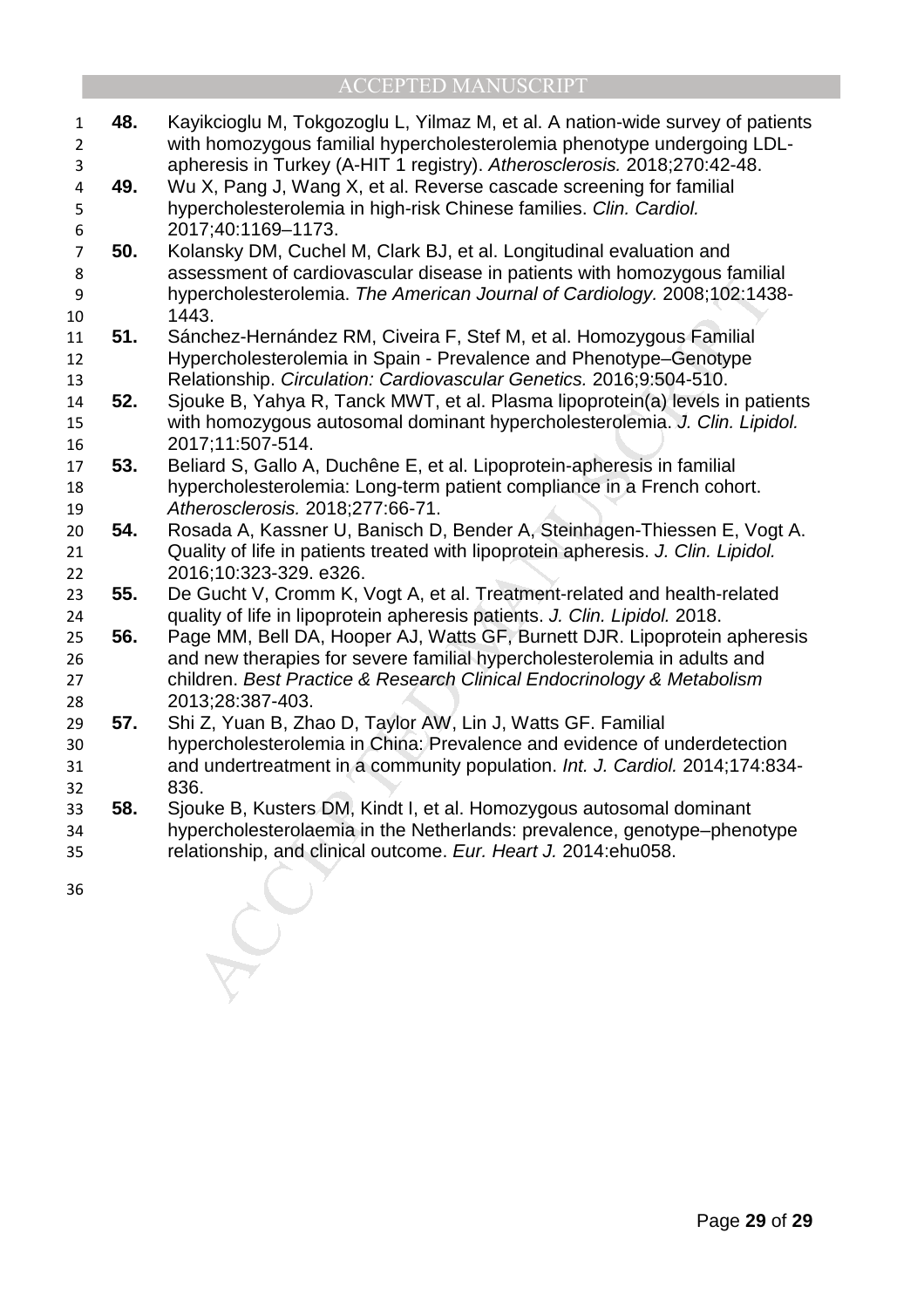**48.** Kayikcioglu M, Tokgozoglu L, Yilmaz M, et al. A nation-wide survey of patients with homozygous familial hypercholesterolemia phenotype undergoing LDL-apheresis in Turkey (A-HIT 1 registry). *Atherosclerosis.* 2018;270:42-48.

**49.** Wu X, Pang J, Wang X, et al. Reverse cascade screening for familial hypercholesterolemia in high-risk Chinese families. *Clin. Cardiol.* 2017;40:1169–1173.

**50.** Kolansky DM, Cuchel M, Clark BJ, et al. Longitudinal evaluation and assessment of cardiovascular disease in patients with homozygous familial hypercholesterolemia. *The American Journal of Cardiology.* 2008;102:1438-1443.

**51.** Sánchez-Hernández RM, Civeira F, Stef M, et al. Homozygous Familial Hypercholesterolemia in Spain - Prevalence and Phenotype–Genotype Relationship. *Circulation: Cardiovascular Genetics.* 2016;9:504-510.

**52.** Sjouke B, Yahya R, Tanck MWT, et al. Plasma lipoprotein(a) levels in patients with homozygous autosomal dominant hypercholesterolemia. *J. Clin. Lipidol.* 2017;11:507-514.

**53.** Beliard S, Gallo A, Duchêne E, et al. Lipoprotein-apheresis in familial hypercholesterolemia: Long-term patient compliance in a French cohort. *Atherosclerosis.* 2018;277:66-71.

**54.** Rosada A, Kassner U, Banisch D, Bender A, Steinhagen-Thiessen E, Vogt A. Quality of life in patients treated with lipoprotein apheresis. *J. Clin. Lipidol.* 2016;10:323-329. e326.

**55.** De Gucht V, Cromm K, Vogt A, et al. Treatment-related and health-related quality of life in lipoprotein apheresis patients. *J. Clin. Lipidol.* 2018.

**56.** Page MM, Bell DA, Hooper AJ, Watts GF, Burnett DJR. Lipoprotein apheresis and new therapies for severe familial hypercholesterolemia in adults and children. *Best Practice & Research Clinical Endocrinology & Metabolism* 2013;28:387-403.

**57.** Shi Z, Yuan B, Zhao D, Taylor AW, Lin J, Watts GF. Familial hypercholesterolemia in China: Prevalence and evidence of underdetection and undertreatment in a community population. *Int. J. Cardiol.* 2014;174:834-836.

**58.** Sjouke B, Kusters DM, Kindt I, et al. Homozygous autosomal dominant hypercholesterolaemia in the Netherlands: prevalence, genotype–phenotype relationship, and clinical outcome. *Eur. Heart J.* 2014:ehu058.